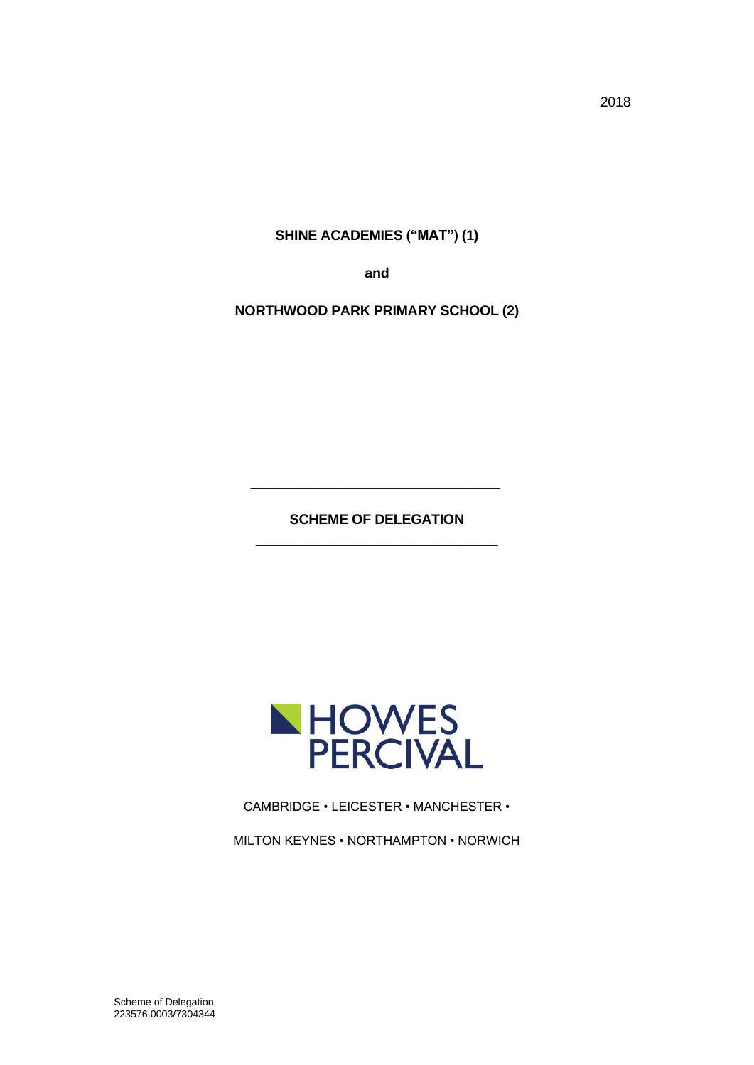2018

**SHINE ACADEMIES ("MAT") (1)**

**and**

**NORTHWOOD PARK PRIMARY SCHOOL (2)**

---

# SCHEME OF DELEGATION

---

HOWES PERCIVAL

CAMBRIDGE • LEICESTER • MANCHESTER •

MILTON KEYNES • NORTHAMPTON • NORWICH

Scheme of Delegation
223576.0003/7304344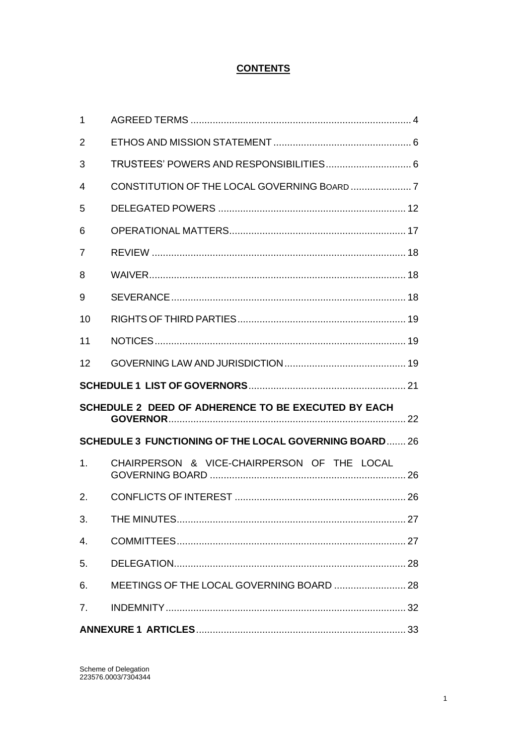# CONTENTS

| | | |
|---|---|---|
| 1 | AGREED TERMS | 4 |
| 2 | ETHOS AND MISSION STATEMENT | 6 |
| 3 | TRUSTEES' POWERS AND RESPONSIBILITIES | 6 |
| 4 | CONSTITUTION OF THE LOCAL GOVERNING BOARD | 7 |
| 5 | DELEGATED POWERS | 12 |
| 6 | OPERATIONAL MATTERS | 17 |
| 7 | REVIEW | 18 |
| 8 | WAIVER | 18 |
| 9 | SEVERANCE | 18 |
| 10 | RIGHTS OF THIRD PARTIES | 19 |
| 11 | NOTICES | 19 |
| 12 | GOVERNING LAW AND JURISDICTION | 19 |
| **SCHEDULE 1 LIST OF GOVERNORS** | | 21 |
| **SCHEDULE 2 DEED OF ADHERENCE TO BE EXECUTED BY EACH GOVERNOR** | | 22 |
| **SCHEDULE 3 FUNCTIONING OF THE LOCAL GOVERNING BOARD** | | 26 |
| 1. | CHAIRPERSON & VICE-CHAIRPERSON OF THE LOCAL GOVERNING BOARD | 26 |
| 2. | CONFLICTS OF INTEREST | 26 |
| 3. | THE MINUTES | 27 |
| 4. | COMMITTEES | 27 |
| 5. | DELEGATION | 28 |
| 6. | MEETINGS OF THE LOCAL GOVERNING BOARD | 28 |
| 7. | INDEMNITY | 32 |
| **ANNEXURE 1 ARTICLES** | | 33 |

Scheme of Delegation
223576.0003/7304344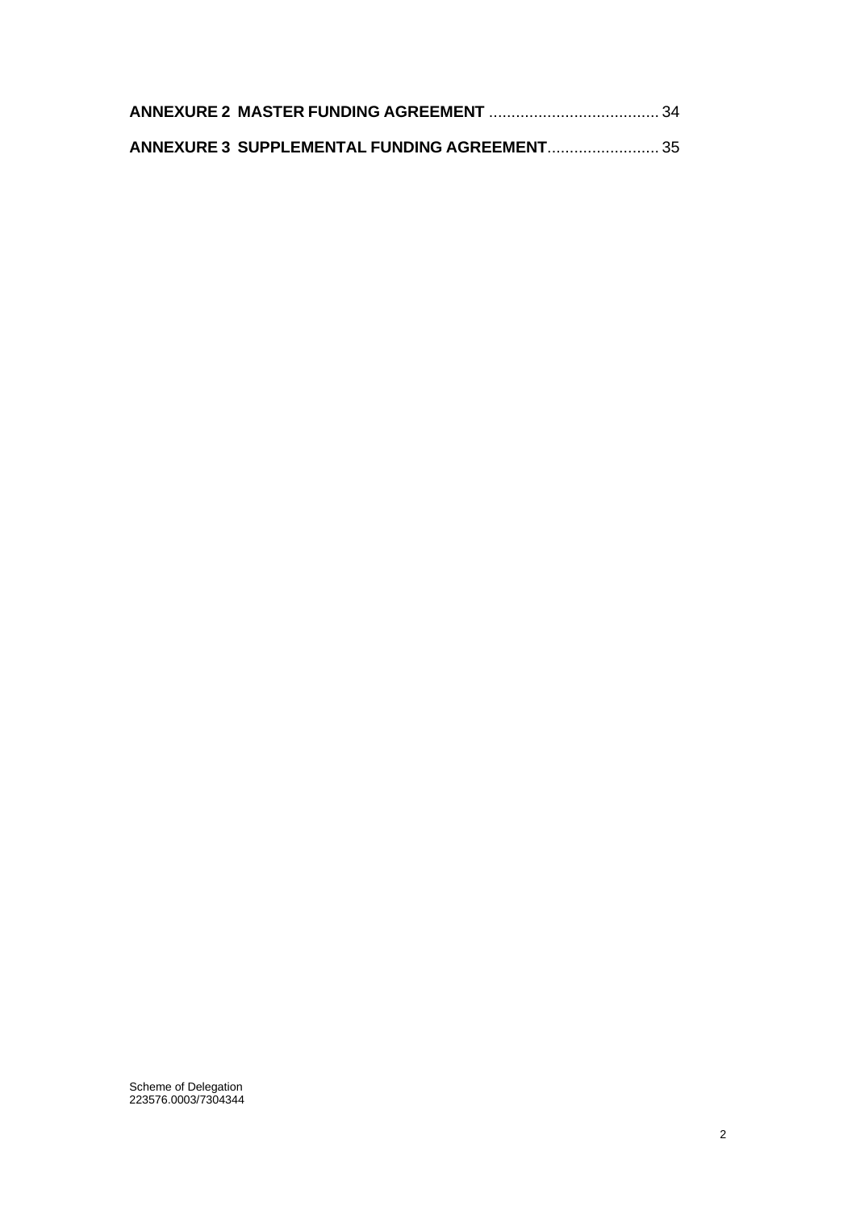**ANNEXURE 2 MASTER FUNDING AGREEMENT** ...................................... 34

**ANNEXURE 3 SUPPLEMENTAL FUNDING AGREEMENT**......................... 35

Scheme of Delegation
223576.0003/7304344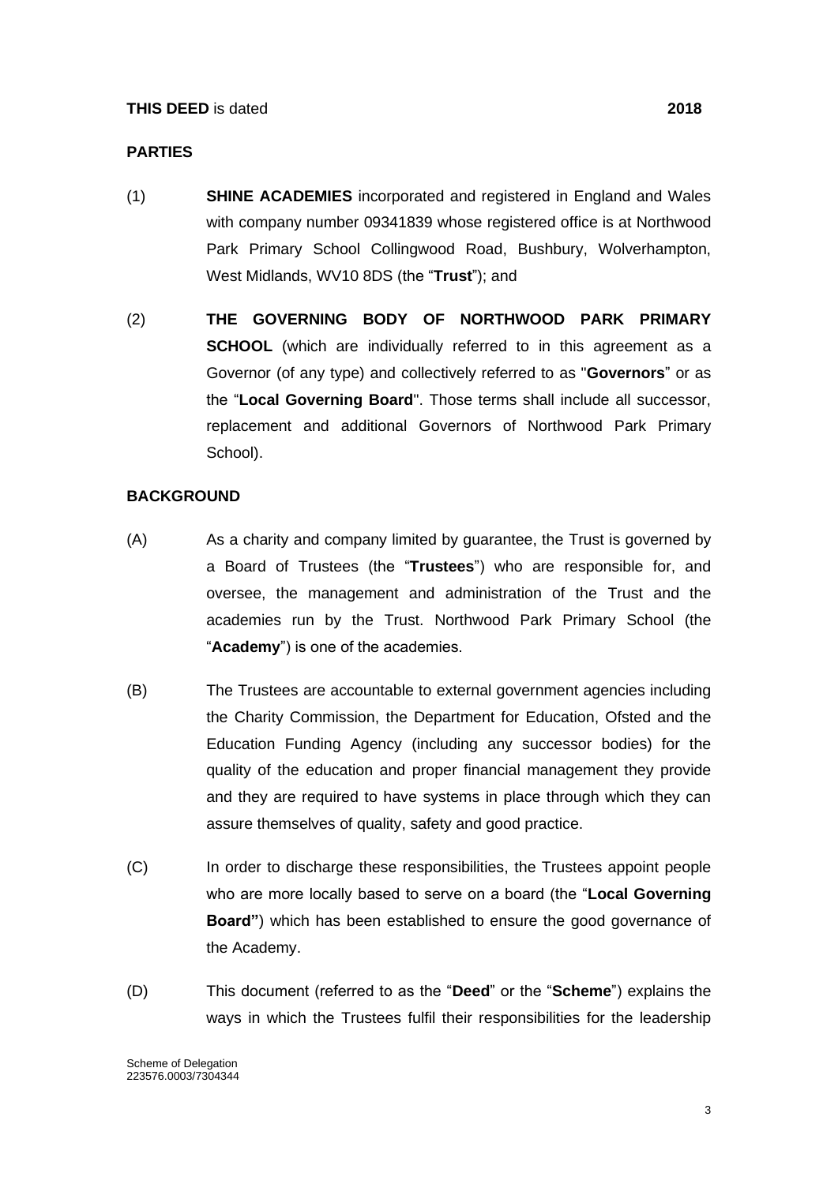**THIS DEED** is dated **2018**

**PARTIES**

(1) **SHINE ACADEMIES** incorporated and registered in England and Wales with company number 09341839 whose registered office is at Northwood Park Primary School Collingwood Road, Bushbury, Wolverhampton, West Midlands, WV10 8DS (the "**Trust**"); and

(2) **THE GOVERNING BODY OF NORTHWOOD PARK PRIMARY SCHOOL** (which are individually referred to in this agreement as a Governor (of any type) and collectively referred to as "**Governors**" or as the "**Local Governing Board**". Those terms shall include all successor, replacement and additional Governors of Northwood Park Primary School).

**BACKGROUND**

(A) As a charity and company limited by guarantee, the Trust is governed by a Board of Trustees (the "**Trustees**") who are responsible for, and oversee, the management and administration of the Trust and the academies run by the Trust. Northwood Park Primary School (the "**Academy**") is one of the academies.

(B) The Trustees are accountable to external government agencies including the Charity Commission, the Department for Education, Ofsted and the Education Funding Agency (including any successor bodies) for the quality of the education and proper financial management they provide and they are required to have systems in place through which they can assure themselves of quality, safety and good practice.

(C) In order to discharge these responsibilities, the Trustees appoint people who are more locally based to serve on a board (the "**Local Governing Board"**) which has been established to ensure the good governance of the Academy.

(D) This document (referred to as the "**Deed**" or the "**Scheme**") explains the ways in which the Trustees fulfil their responsibilities for the leadership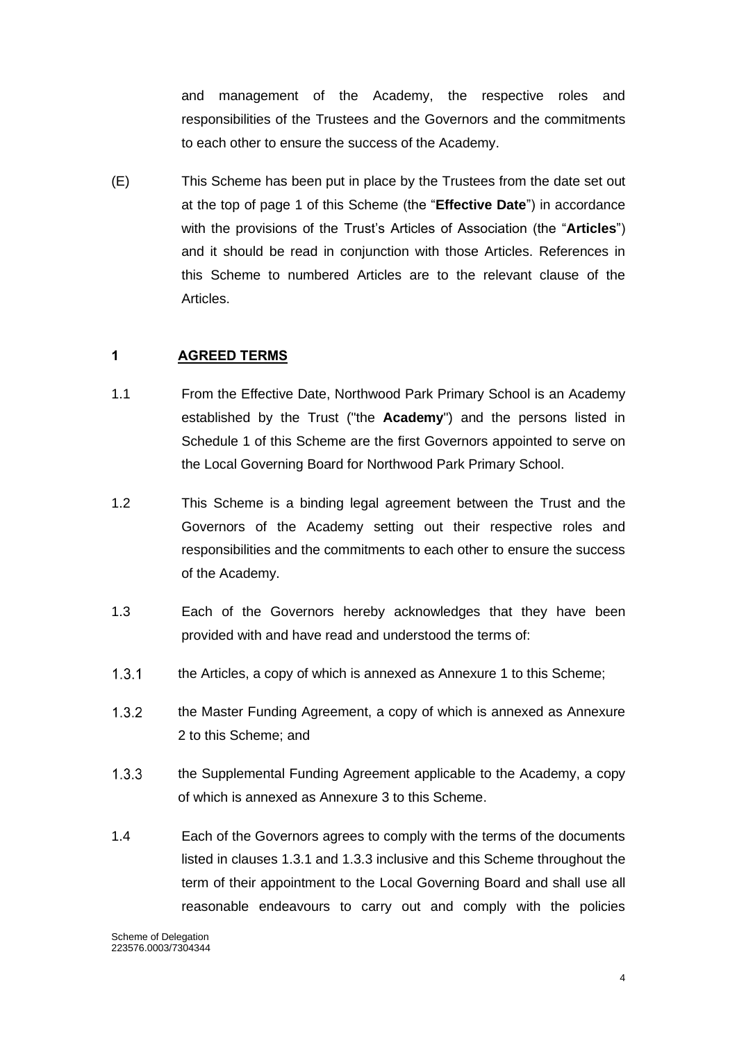and management of the Academy, the respective roles and responsibilities of the Trustees and the Governors and the commitments to each other to ensure the success of the Academy.

(E) This Scheme has been put in place by the Trustees from the date set out at the top of page 1 of this Scheme (the "**Effective Date**") in accordance with the provisions of the Trust's Articles of Association (the "**Articles**") and it should be read in conjunction with those Articles. References in this Scheme to numbered Articles are to the relevant clause of the Articles.

## 1 AGREED TERMS

1.1 From the Effective Date, Northwood Park Primary School is an Academy established by the Trust ("the **Academy**") and the persons listed in Schedule 1 of this Scheme are the first Governors appointed to serve on the Local Governing Board for Northwood Park Primary School.

1.2 This Scheme is a binding legal agreement between the Trust and the Governors of the Academy setting out their respective roles and responsibilities and the commitments to each other to ensure the success of the Academy.

1.3 Each of the Governors hereby acknowledges that they have been provided with and have read and understood the terms of:

1.3.1 the Articles, a copy of which is annexed as Annexure 1 to this Scheme;

1.3.2 the Master Funding Agreement, a copy of which is annexed as Annexure 2 to this Scheme; and

1.3.3 the Supplemental Funding Agreement applicable to the Academy, a copy of which is annexed as Annexure 3 to this Scheme.

1.4 Each of the Governors agrees to comply with the terms of the documents listed in clauses 1.3.1 and 1.3.3 inclusive and this Scheme throughout the term of their appointment to the Local Governing Board and shall use all reasonable endeavours to carry out and comply with the policies

Scheme of Delegation
223576.0003/7304344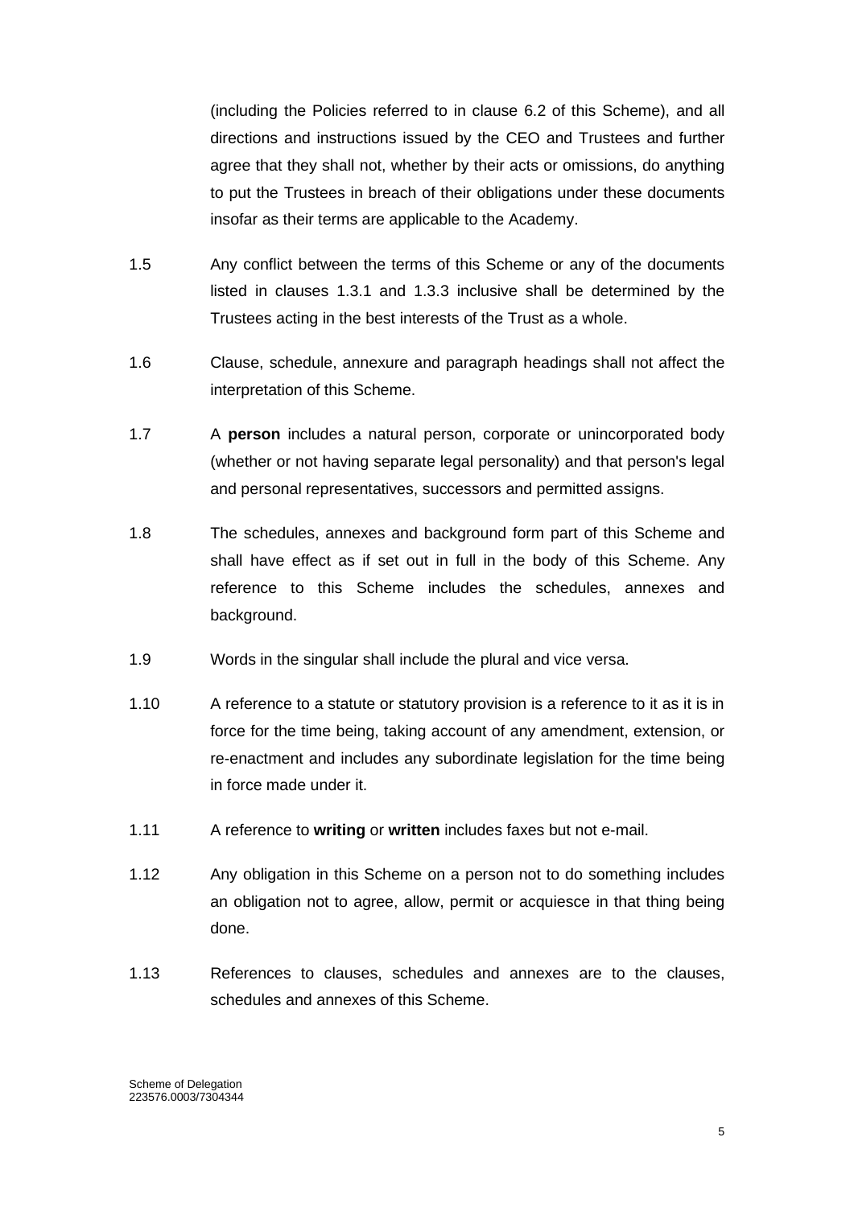(including the Policies referred to in clause 6.2 of this Scheme), and all directions and instructions issued by the CEO and Trustees and further agree that they shall not, whether by their acts or omissions, do anything to put the Trustees in breach of their obligations under these documents insofar as their terms are applicable to the Academy.

1.5 Any conflict between the terms of this Scheme or any of the documents listed in clauses 1.3.1 and 1.3.3 inclusive shall be determined by the Trustees acting in the best interests of the Trust as a whole.

1.6 Clause, schedule, annexure and paragraph headings shall not affect the interpretation of this Scheme.

1.7 A **person** includes a natural person, corporate or unincorporated body (whether or not having separate legal personality) and that person's legal and personal representatives, successors and permitted assigns.

1.8 The schedules, annexes and background form part of this Scheme and shall have effect as if set out in full in the body of this Scheme. Any reference to this Scheme includes the schedules, annexes and background.

1.9 Words in the singular shall include the plural and vice versa.

1.10 A reference to a statute or statutory provision is a reference to it as it is in force for the time being, taking account of any amendment, extension, or re-enactment and includes any subordinate legislation for the time being in force made under it.

1.11 A reference to **writing** or **written** includes faxes but not e-mail.

1.12 Any obligation in this Scheme on a person not to do something includes an obligation not to agree, allow, permit or acquiesce in that thing being done.

1.13 References to clauses, schedules and annexes are to the clauses, schedules and annexes of this Scheme.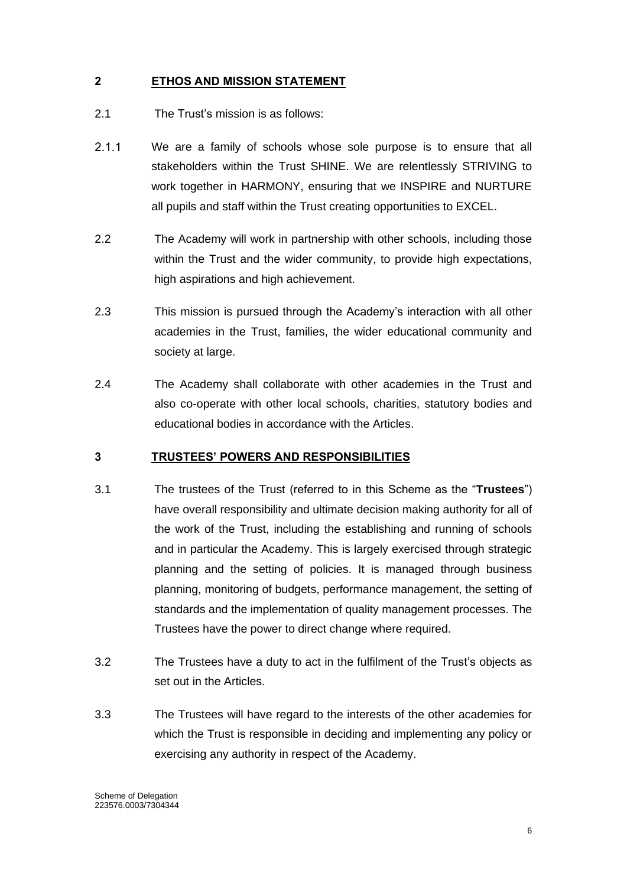## 2 ETHOS AND MISSION STATEMENT

2.1 The Trust's mission is as follows:

2.1.1 We are a family of schools whose sole purpose is to ensure that all stakeholders within the Trust SHINE. We are relentlessly STRIVING to work together in HARMONY, ensuring that we INSPIRE and NURTURE all pupils and staff within the Trust creating opportunities to EXCEL.

2.2 The Academy will work in partnership with other schools, including those within the Trust and the wider community, to provide high expectations, high aspirations and high achievement.

2.3 This mission is pursued through the Academy's interaction with all other academies in the Trust, families, the wider educational community and society at large.

2.4 The Academy shall collaborate with other academies in the Trust and also co-operate with other local schools, charities, statutory bodies and educational bodies in accordance with the Articles.

## 3 TRUSTEES' POWERS AND RESPONSIBILITIES

3.1 The trustees of the Trust (referred to in this Scheme as the "**Trustees**") have overall responsibility and ultimate decision making authority for all of the work of the Trust, including the establishing and running of schools and in particular the Academy. This is largely exercised through strategic planning and the setting of policies. It is managed through business planning, monitoring of budgets, performance management, the setting of standards and the implementation of quality management processes. The Trustees have the power to direct change where required.

3.2 The Trustees have a duty to act in the fulfilment of the Trust's objects as set out in the Articles.

3.3 The Trustees will have regard to the interests of the other academies for which the Trust is responsible in deciding and implementing any policy or exercising any authority in respect of the Academy.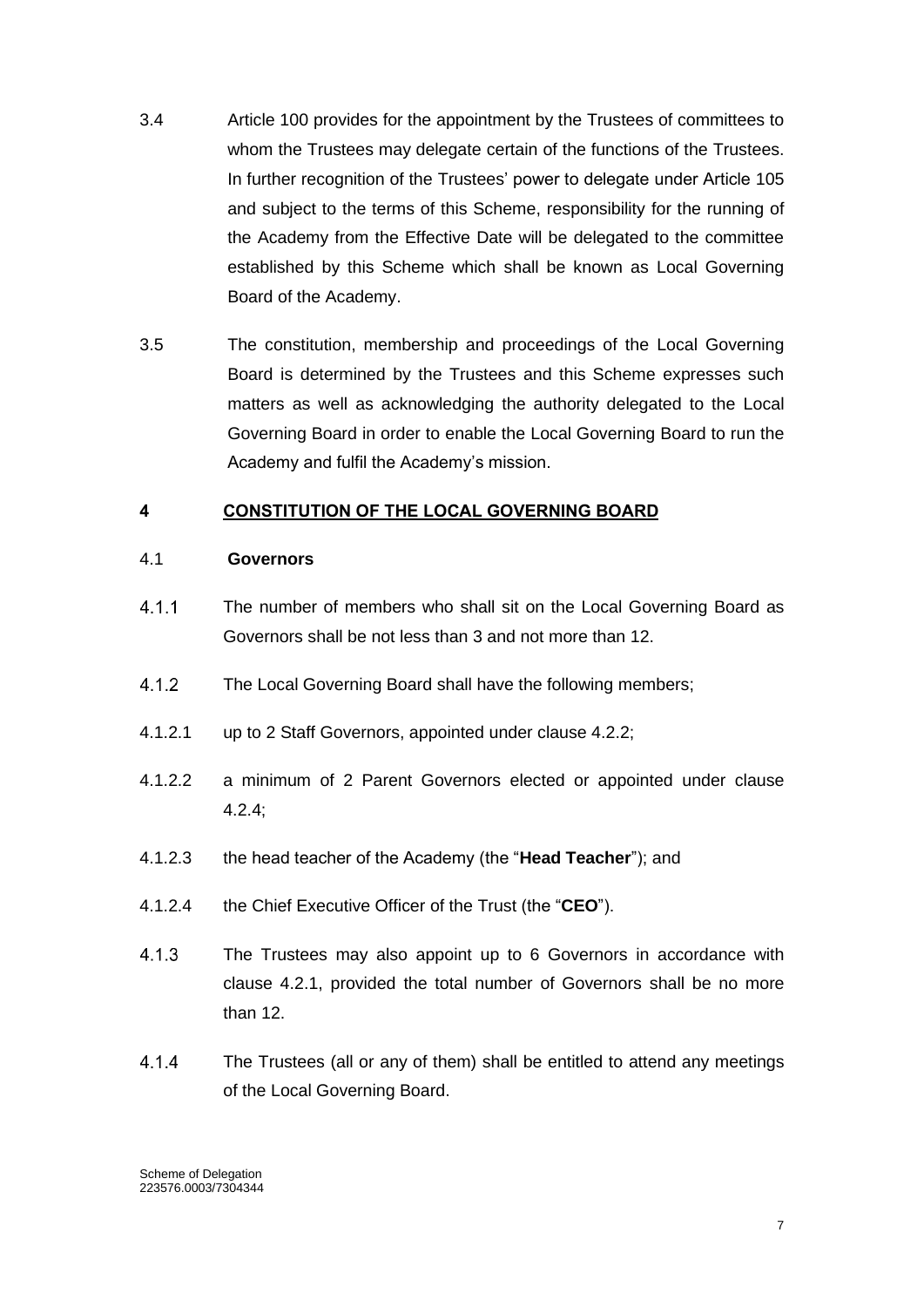3.4 Article 100 provides for the appointment by the Trustees of committees to whom the Trustees may delegate certain of the functions of the Trustees. In further recognition of the Trustees' power to delegate under Article 105 and subject to the terms of this Scheme, responsibility for the running of the Academy from the Effective Date will be delegated to the committee established by this Scheme which shall be known as Local Governing Board of the Academy.

3.5 The constitution, membership and proceedings of the Local Governing Board is determined by the Trustees and this Scheme expresses such matters as well as acknowledging the authority delegated to the Local Governing Board in order to enable the Local Governing Board to run the Academy and fulfil the Academy's mission.

## 4 CONSTITUTION OF THE LOCAL GOVERNING BOARD

### 4.1 Governors

4.1.1 The number of members who shall sit on the Local Governing Board as Governors shall be not less than 3 and not more than 12.

4.1.2 The Local Governing Board shall have the following members;

4.1.2.1 up to 2 Staff Governors, appointed under clause 4.2.2;

4.1.2.2 a minimum of 2 Parent Governors elected or appointed under clause 4.2.4;

4.1.2.3 the head teacher of the Academy (the "**Head Teacher**"); and

4.1.2.4 the Chief Executive Officer of the Trust (the "**CEO**").

4.1.3 The Trustees may also appoint up to 6 Governors in accordance with clause 4.2.1, provided the total number of Governors shall be no more than 12.

4.1.4 The Trustees (all or any of them) shall be entitled to attend any meetings of the Local Governing Board.

Scheme of Delegation
223576.0003/7304344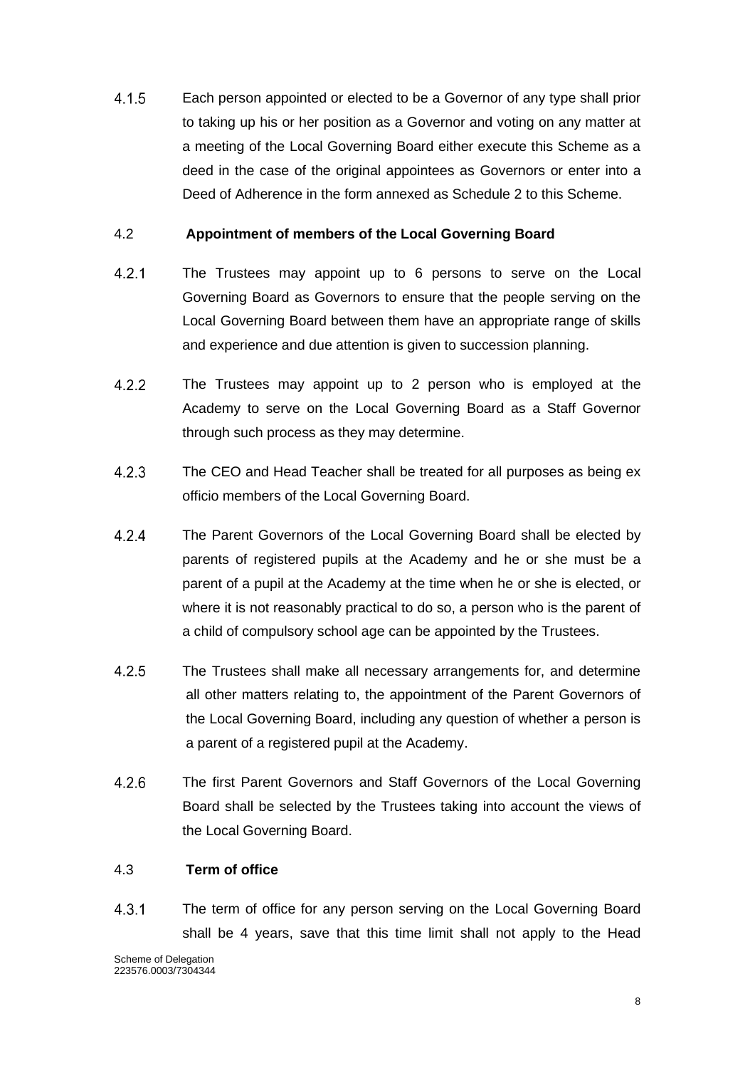4.1.5 Each person appointed or elected to be a Governor of any type shall prior to taking up his or her position as a Governor and voting on any matter at a meeting of the Local Governing Board either execute this Scheme as a deed in the case of the original appointees as Governors or enter into a Deed of Adherence in the form annexed as Schedule 2 to this Scheme.

4.2 **Appointment of members of the Local Governing Board**

4.2.1 The Trustees may appoint up to 6 persons to serve on the Local Governing Board as Governors to ensure that the people serving on the Local Governing Board between them have an appropriate range of skills and experience and due attention is given to succession planning.

4.2.2 The Trustees may appoint up to 2 person who is employed at the Academy to serve on the Local Governing Board as a Staff Governor through such process as they may determine.

4.2.3 The CEO and Head Teacher shall be treated for all purposes as being ex officio members of the Local Governing Board.

4.2.4 The Parent Governors of the Local Governing Board shall be elected by parents of registered pupils at the Academy and he or she must be a parent of a pupil at the Academy at the time when he or she is elected, or where it is not reasonably practical to do so, a person who is the parent of a child of compulsory school age can be appointed by the Trustees.

4.2.5 The Trustees shall make all necessary arrangements for, and determine all other matters relating to, the appointment of the Parent Governors of the Local Governing Board, including any question of whether a person is a parent of a registered pupil at the Academy.

4.2.6 The first Parent Governors and Staff Governors of the Local Governing Board shall be selected by the Trustees taking into account the views of the Local Governing Board.

4.3 **Term of office**

4.3.1 The term of office for any person serving on the Local Governing Board shall be 4 years, save that this time limit shall not apply to the Head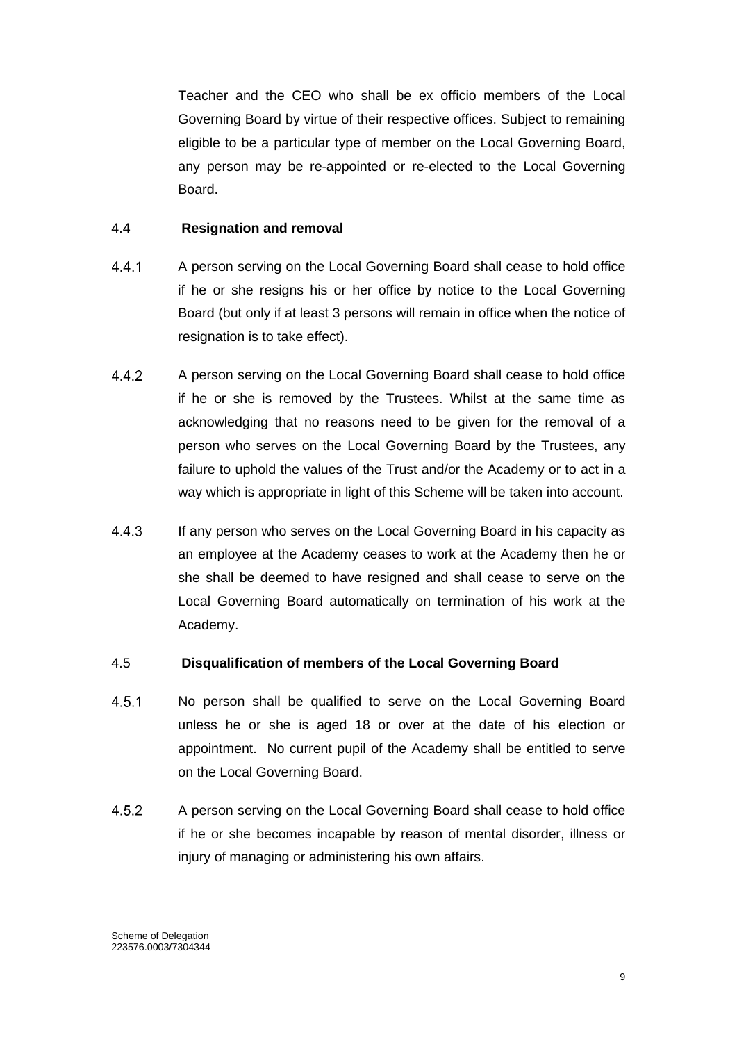Teacher and the CEO who shall be ex officio members of the Local Governing Board by virtue of their respective offices. Subject to remaining eligible to be a particular type of member on the Local Governing Board, any person may be re-appointed or re-elected to the Local Governing Board.

4.4 **Resignation and removal**

4.4.1 A person serving on the Local Governing Board shall cease to hold office if he or she resigns his or her office by notice to the Local Governing Board (but only if at least 3 persons will remain in office when the notice of resignation is to take effect).

4.4.2 A person serving on the Local Governing Board shall cease to hold office if he or she is removed by the Trustees. Whilst at the same time as acknowledging that no reasons need to be given for the removal of a person who serves on the Local Governing Board by the Trustees, any failure to uphold the values of the Trust and/or the Academy or to act in a way which is appropriate in light of this Scheme will be taken into account.

4.4.3 If any person who serves on the Local Governing Board in his capacity as an employee at the Academy ceases to work at the Academy then he or she shall be deemed to have resigned and shall cease to serve on the Local Governing Board automatically on termination of his work at the Academy.

4.5 **Disqualification of members of the Local Governing Board**

4.5.1 No person shall be qualified to serve on the Local Governing Board unless he or she is aged 18 or over at the date of his election or appointment. No current pupil of the Academy shall be entitled to serve on the Local Governing Board.

4.5.2 A person serving on the Local Governing Board shall cease to hold office if he or she becomes incapable by reason of mental disorder, illness or injury of managing or administering his own affairs.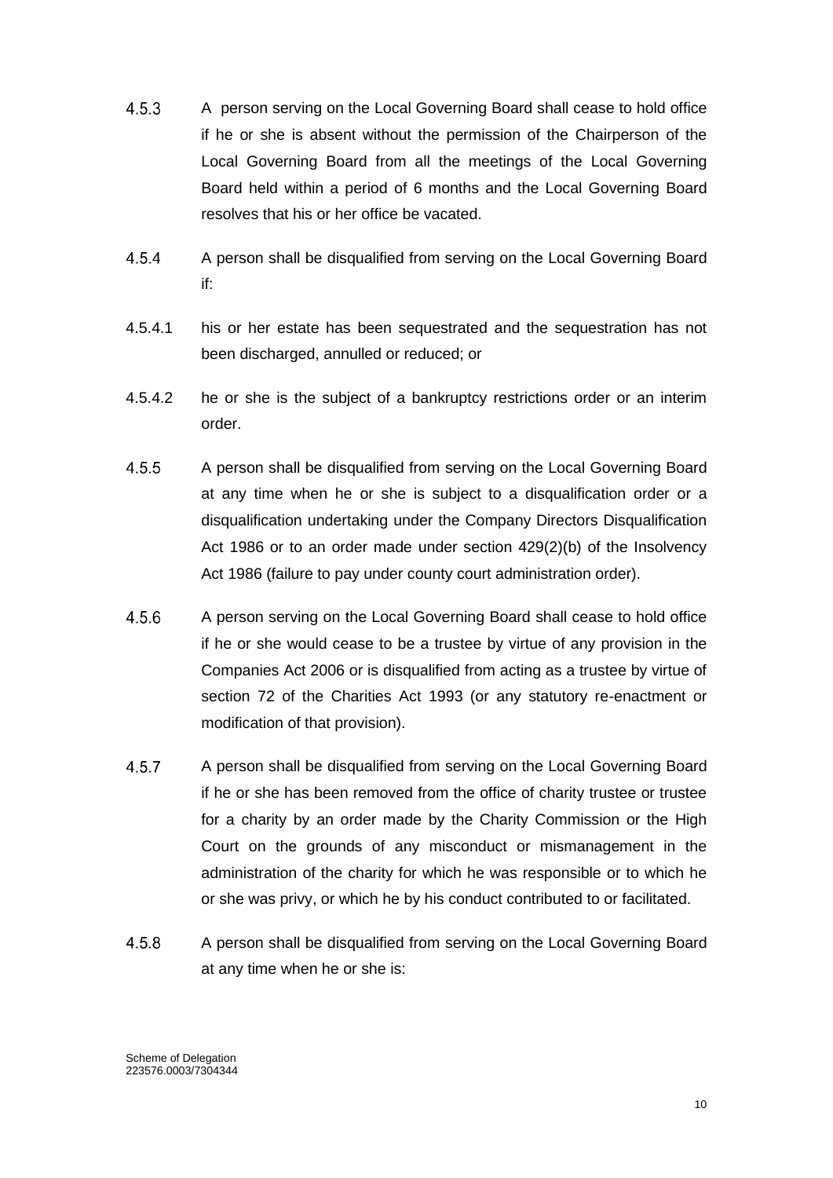4.5.3 A person serving on the Local Governing Board shall cease to hold office if he or she is absent without the permission of the Chairperson of the Local Governing Board from all the meetings of the Local Governing Board held within a period of 6 months and the Local Governing Board resolves that his or her office be vacated.

4.5.4 A person shall be disqualified from serving on the Local Governing Board if:

4.5.4.1 his or her estate has been sequestrated and the sequestration has not been discharged, annulled or reduced; or

4.5.4.2 he or she is the subject of a bankruptcy restrictions order or an interim order.

4.5.5 A person shall be disqualified from serving on the Local Governing Board at any time when he or she is subject to a disqualification order or a disqualification undertaking under the Company Directors Disqualification Act 1986 or to an order made under section 429(2)(b) of the Insolvency Act 1986 (failure to pay under county court administration order).

4.5.6 A person serving on the Local Governing Board shall cease to hold office if he or she would cease to be a trustee by virtue of any provision in the Companies Act 2006 or is disqualified from acting as a trustee by virtue of section 72 of the Charities Act 1993 (or any statutory re-enactment or modification of that provision).

4.5.7 A person shall be disqualified from serving on the Local Governing Board if he or she has been removed from the office of charity trustee or trustee for a charity by an order made by the Charity Commission or the High Court on the grounds of any misconduct or mismanagement in the administration of the charity for which he was responsible or to which he or she was privy, or which he by his conduct contributed to or facilitated.

4.5.8 A person shall be disqualified from serving on the Local Governing Board at any time when he or she is: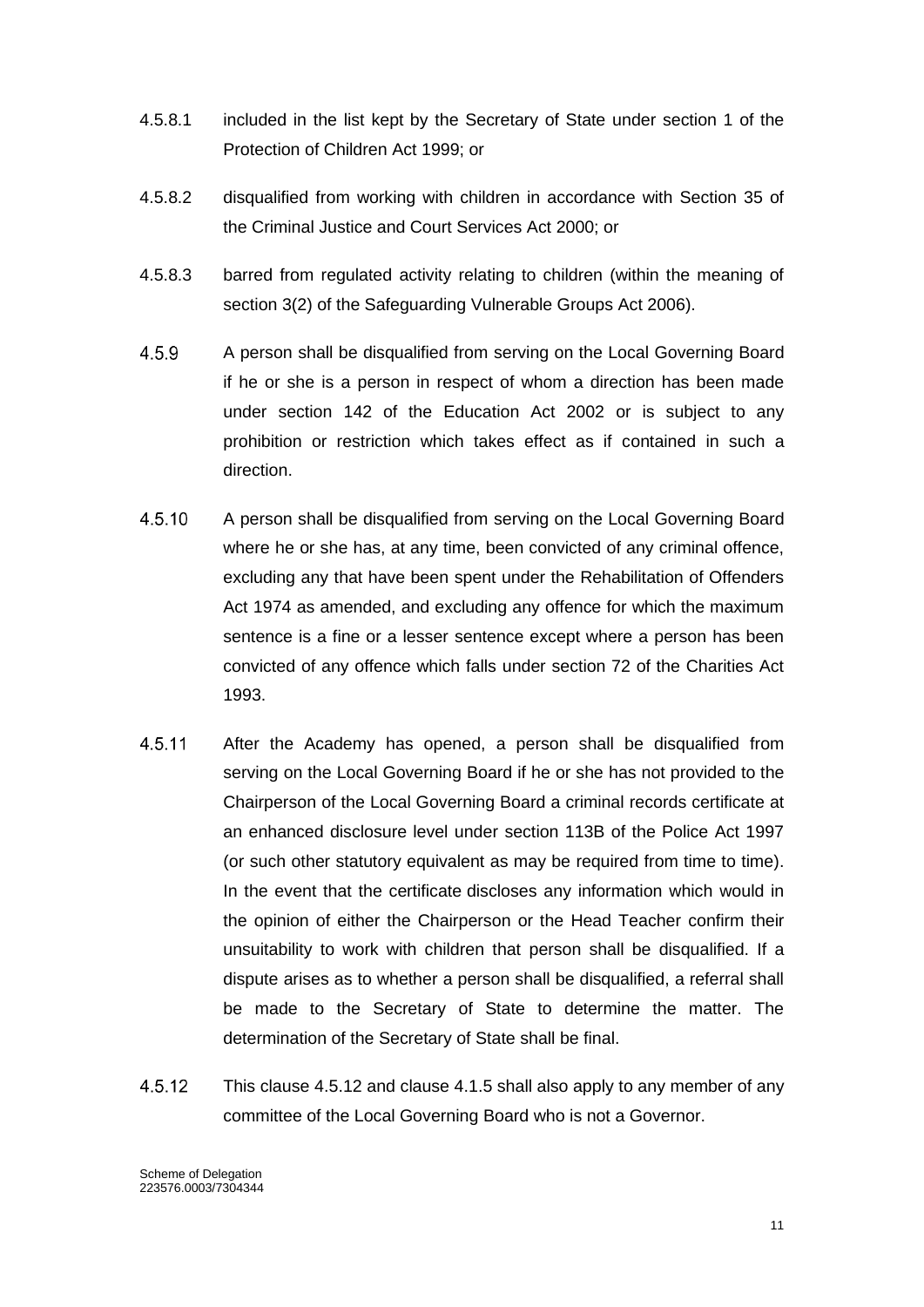4.5.8.1 included in the list kept by the Secretary of State under section 1 of the Protection of Children Act 1999; or

4.5.8.2 disqualified from working with children in accordance with Section 35 of the Criminal Justice and Court Services Act 2000; or

4.5.8.3 barred from regulated activity relating to children (within the meaning of section 3(2) of the Safeguarding Vulnerable Groups Act 2006).

4.5.9 A person shall be disqualified from serving on the Local Governing Board if he or she is a person in respect of whom a direction has been made under section 142 of the Education Act 2002 or is subject to any prohibition or restriction which takes effect as if contained in such a direction.

4.5.10 A person shall be disqualified from serving on the Local Governing Board where he or she has, at any time, been convicted of any criminal offence, excluding any that have been spent under the Rehabilitation of Offenders Act 1974 as amended, and excluding any offence for which the maximum sentence is a fine or a lesser sentence except where a person has been convicted of any offence which falls under section 72 of the Charities Act 1993.

4.5.11 After the Academy has opened, a person shall be disqualified from serving on the Local Governing Board if he or she has not provided to the Chairperson of the Local Governing Board a criminal records certificate at an enhanced disclosure level under section 113B of the Police Act 1997 (or such other statutory equivalent as may be required from time to time). In the event that the certificate discloses any information which would in the opinion of either the Chairperson or the Head Teacher confirm their unsuitability to work with children that person shall be disqualified. If a dispute arises as to whether a person shall be disqualified, a referral shall be made to the Secretary of State to determine the matter. The determination of the Secretary of State shall be final.

4.5.12 This clause 4.5.12 and clause 4.1.5 shall also apply to any member of any committee of the Local Governing Board who is not a Governor.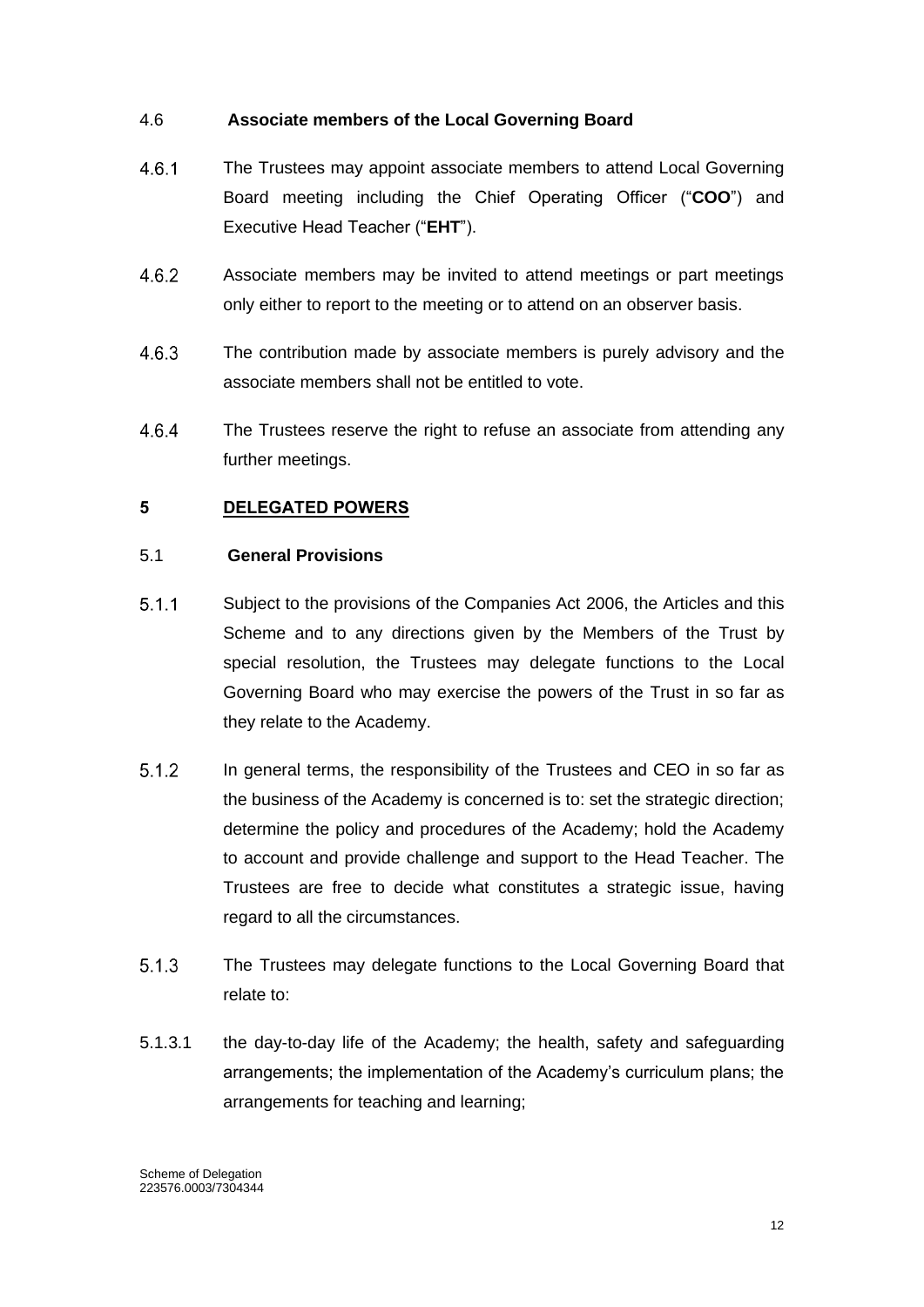4.6 **Associate members of the Local Governing Board**

4.6.1 The Trustees may appoint associate members to attend Local Governing Board meeting including the Chief Operating Officer ("**COO**") and Executive Head Teacher ("**EHT**").

4.6.2 Associate members may be invited to attend meetings or part meetings only either to report to the meeting or to attend on an observer basis.

4.6.3 The contribution made by associate members is purely advisory and the associate members shall not be entitled to vote.

4.6.4 The Trustees reserve the right to refuse an associate from attending any further meetings.

## 5 DELEGATED POWERS

5.1 **General Provisions**

5.1.1 Subject to the provisions of the Companies Act 2006, the Articles and this Scheme and to any directions given by the Members of the Trust by special resolution, the Trustees may delegate functions to the Local Governing Board who may exercise the powers of the Trust in so far as they relate to the Academy.

5.1.2 In general terms, the responsibility of the Trustees and CEO in so far as the business of the Academy is concerned is to: set the strategic direction; determine the policy and procedures of the Academy; hold the Academy to account and provide challenge and support to the Head Teacher. The Trustees are free to decide what constitutes a strategic issue, having regard to all the circumstances.

5.1.3 The Trustees may delegate functions to the Local Governing Board that relate to:

5.1.3.1 the day-to-day life of the Academy; the health, safety and safeguarding arrangements; the implementation of the Academy's curriculum plans; the arrangements for teaching and learning;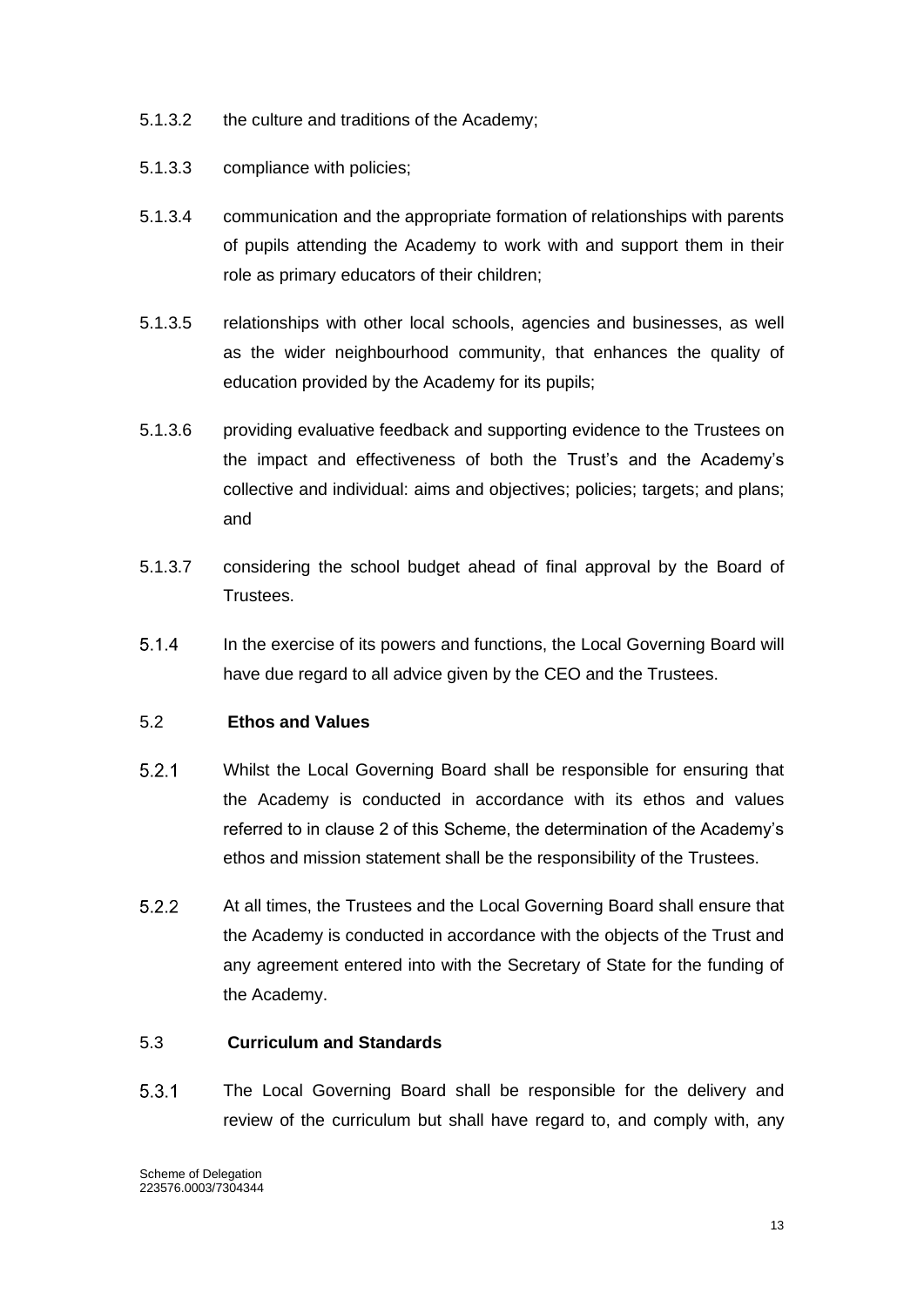5.1.3.2 the culture and traditions of the Academy;

5.1.3.3 compliance with policies;

5.1.3.4 communication and the appropriate formation of relationships with parents of pupils attending the Academy to work with and support them in their role as primary educators of their children;

5.1.3.5 relationships with other local schools, agencies and businesses, as well as the wider neighbourhood community, that enhances the quality of education provided by the Academy for its pupils;

5.1.3.6 providing evaluative feedback and supporting evidence to the Trustees on the impact and effectiveness of both the Trust's and the Academy's collective and individual: aims and objectives; policies; targets; and plans; and

5.1.3.7 considering the school budget ahead of final approval by the Board of Trustees.

5.1.4 In the exercise of its powers and functions, the Local Governing Board will have due regard to all advice given by the CEO and the Trustees.

## 5.2 Ethos and Values

5.2.1 Whilst the Local Governing Board shall be responsible for ensuring that the Academy is conducted in accordance with its ethos and values referred to in clause 2 of this Scheme, the determination of the Academy's ethos and mission statement shall be the responsibility of the Trustees.

5.2.2 At all times, the Trustees and the Local Governing Board shall ensure that the Academy is conducted in accordance with the objects of the Trust and any agreement entered into with the Secretary of State for the funding of the Academy.

## 5.3 Curriculum and Standards

5.3.1 The Local Governing Board shall be responsible for the delivery and review of the curriculum but shall have regard to, and comply with, any

Scheme of Delegation
223576.0003/7304344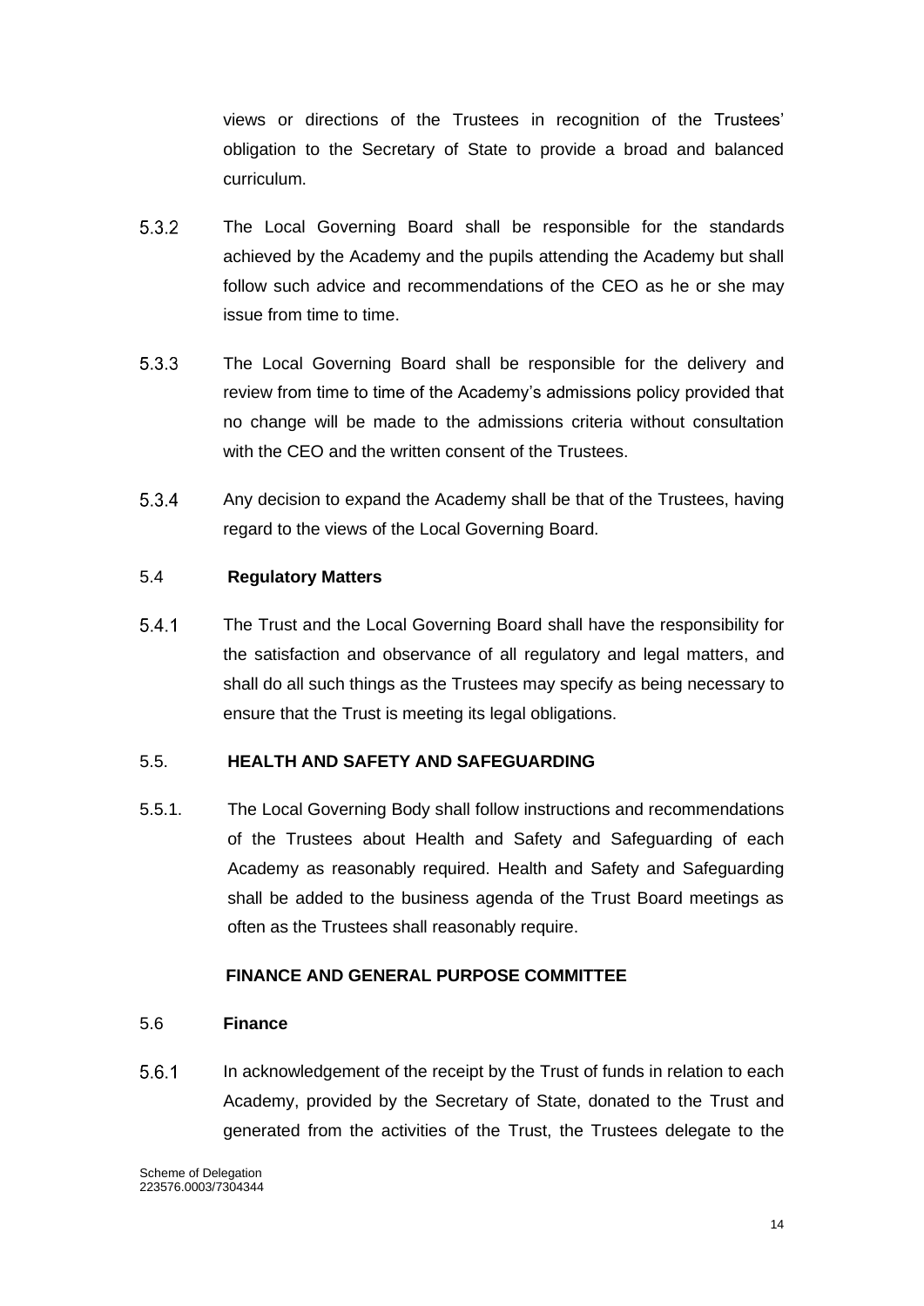views or directions of the Trustees in recognition of the Trustees' obligation to the Secretary of State to provide a broad and balanced curriculum.

5.3.2 The Local Governing Board shall be responsible for the standards achieved by the Academy and the pupils attending the Academy but shall follow such advice and recommendations of the CEO as he or she may issue from time to time.

5.3.3 The Local Governing Board shall be responsible for the delivery and review from time to time of the Academy's admissions policy provided that no change will be made to the admissions criteria without consultation with the CEO and the written consent of the Trustees.

5.3.4 Any decision to expand the Academy shall be that of the Trustees, having regard to the views of the Local Governing Board.

5.4 **Regulatory Matters**

5.4.1 The Trust and the Local Governing Board shall have the responsibility for the satisfaction and observance of all regulatory and legal matters, and shall do all such things as the Trustees may specify as being necessary to ensure that the Trust is meeting its legal obligations.

5.5. **HEALTH AND SAFETY AND SAFEGUARDING**

5.5.1. The Local Governing Body shall follow instructions and recommendations of the Trustees about Health and Safety and Safeguarding of each Academy as reasonably required. Health and Safety and Safeguarding shall be added to the business agenda of the Trust Board meetings as often as the Trustees shall reasonably require.

**FINANCE AND GENERAL PURPOSE COMMITTEE**

5.6 **Finance**

5.6.1 In acknowledgement of the receipt by the Trust of funds in relation to each Academy, provided by the Secretary of State, donated to the Trust and generated from the activities of the Trust, the Trustees delegate to the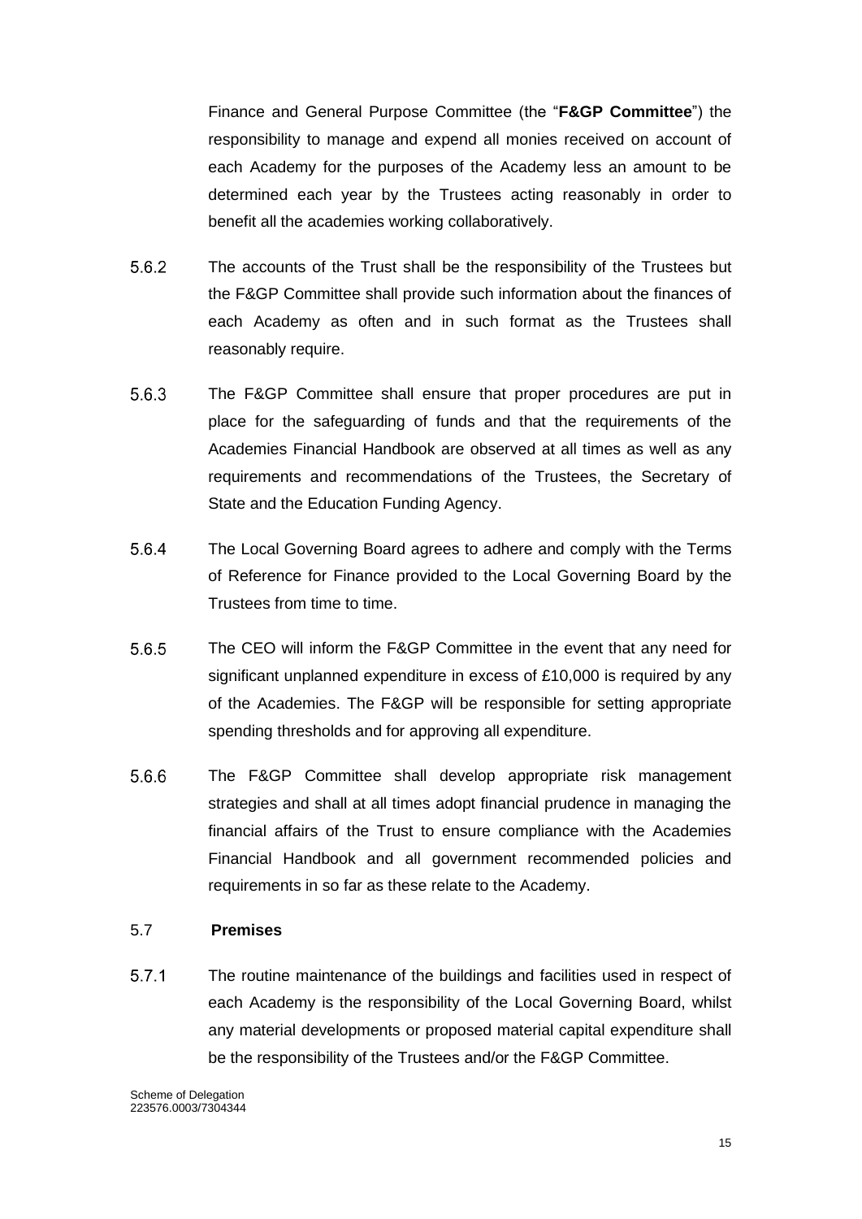Finance and General Purpose Committee (the "**F&GP Committee**") the responsibility to manage and expend all monies received on account of each Academy for the purposes of the Academy less an amount to be determined each year by the Trustees acting reasonably in order to benefit all the academies working collaboratively.

5.6.2 The accounts of the Trust shall be the responsibility of the Trustees but the F&GP Committee shall provide such information about the finances of each Academy as often and in such format as the Trustees shall reasonably require.

5.6.3 The F&GP Committee shall ensure that proper procedures are put in place for the safeguarding of funds and that the requirements of the Academies Financial Handbook are observed at all times as well as any requirements and recommendations of the Trustees, the Secretary of State and the Education Funding Agency.

5.6.4 The Local Governing Board agrees to adhere and comply with the Terms of Reference for Finance provided to the Local Governing Board by the Trustees from time to time.

5.6.5 The CEO will inform the F&GP Committee in the event that any need for significant unplanned expenditure in excess of £10,000 is required by any of the Academies. The F&GP will be responsible for setting appropriate spending thresholds and for approving all expenditure.

5.6.6 The F&GP Committee shall develop appropriate risk management strategies and shall at all times adopt financial prudence in managing the financial affairs of the Trust to ensure compliance with the Academies Financial Handbook and all government recommended policies and requirements in so far as these relate to the Academy.

### 5.7 **Premises**

5.7.1 The routine maintenance of the buildings and facilities used in respect of each Academy is the responsibility of the Local Governing Board, whilst any material developments or proposed material capital expenditure shall be the responsibility of the Trustees and/or the F&GP Committee.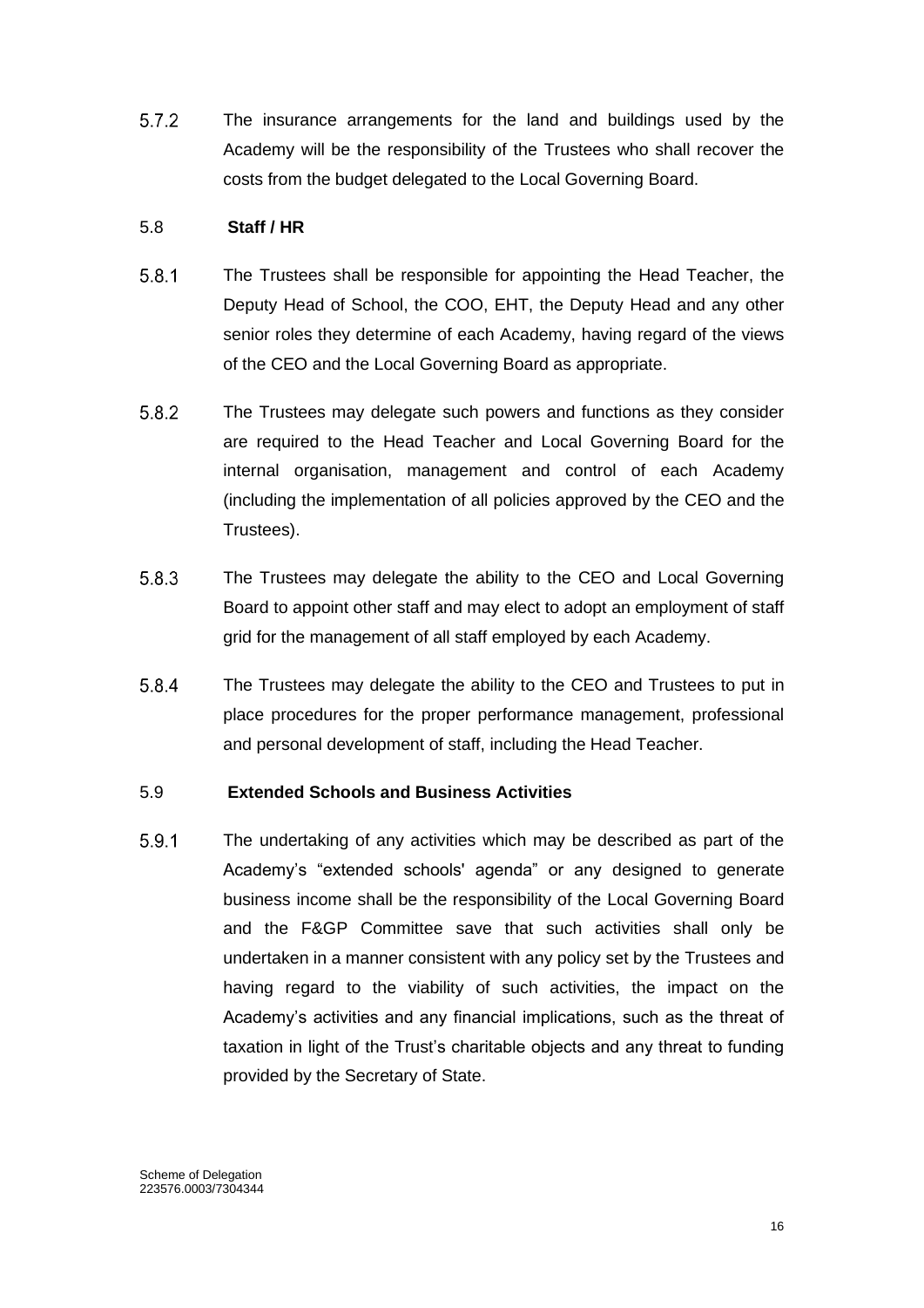5.7.2 The insurance arrangements for the land and buildings used by the Academy will be the responsibility of the Trustees who shall recover the costs from the budget delegated to the Local Governing Board.

5.8 **Staff / HR**

5.8.1 The Trustees shall be responsible for appointing the Head Teacher, the Deputy Head of School, the COO, EHT, the Deputy Head and any other senior roles they determine of each Academy, having regard of the views of the CEO and the Local Governing Board as appropriate.

5.8.2 The Trustees may delegate such powers and functions as they consider are required to the Head Teacher and Local Governing Board for the internal organisation, management and control of each Academy (including the implementation of all policies approved by the CEO and the Trustees).

5.8.3 The Trustees may delegate the ability to the CEO and Local Governing Board to appoint other staff and may elect to adopt an employment of staff grid for the management of all staff employed by each Academy.

5.8.4 The Trustees may delegate the ability to the CEO and Trustees to put in place procedures for the proper performance management, professional and personal development of staff, including the Head Teacher.

5.9 **Extended Schools and Business Activities**

5.9.1 The undertaking of any activities which may be described as part of the Academy's "extended schools' agenda" or any designed to generate business income shall be the responsibility of the Local Governing Board and the F&GP Committee save that such activities shall only be undertaken in a manner consistent with any policy set by the Trustees and having regard to the viability of such activities, the impact on the Academy's activities and any financial implications, such as the threat of taxation in light of the Trust's charitable objects and any threat to funding provided by the Secretary of State.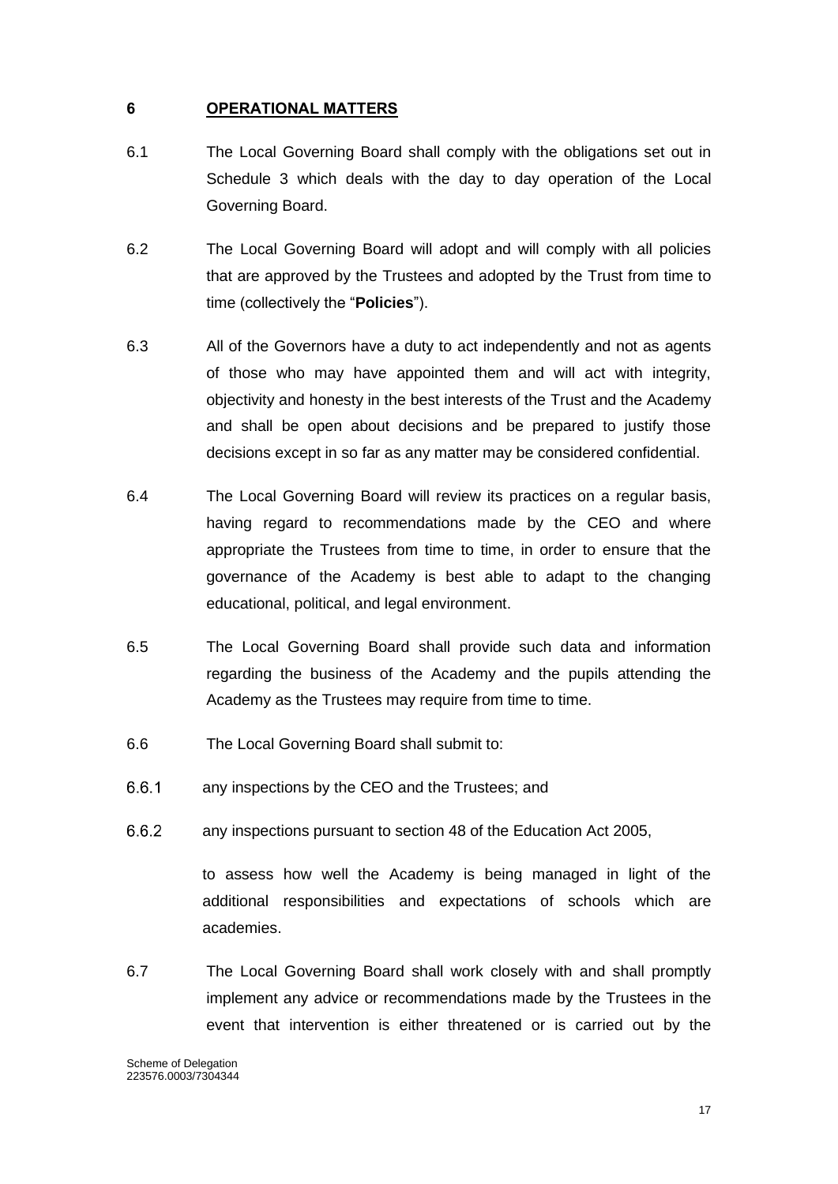## 6 OPERATIONAL MATTERS

6.1 The Local Governing Board shall comply with the obligations set out in Schedule 3 which deals with the day to day operation of the Local Governing Board.

6.2 The Local Governing Board will adopt and will comply with all policies that are approved by the Trustees and adopted by the Trust from time to time (collectively the "**Policies**").

6.3 All of the Governors have a duty to act independently and not as agents of those who may have appointed them and will act with integrity, objectivity and honesty in the best interests of the Trust and the Academy and shall be open about decisions and be prepared to justify those decisions except in so far as any matter may be considered confidential.

6.4 The Local Governing Board will review its practices on a regular basis, having regard to recommendations made by the CEO and where appropriate the Trustees from time to time, in order to ensure that the governance of the Academy is best able to adapt to the changing educational, political, and legal environment.

6.5 The Local Governing Board shall provide such data and information regarding the business of the Academy and the pupils attending the Academy as the Trustees may require from time to time.

6.6 The Local Governing Board shall submit to:

6.6.1 any inspections by the CEO and the Trustees; and

6.6.2 any inspections pursuant to section 48 of the Education Act 2005,

to assess how well the Academy is being managed in light of the additional responsibilities and expectations of schools which are academies.

6.7 The Local Governing Board shall work closely with and shall promptly implement any advice or recommendations made by the Trustees in the event that intervention is either threatened or is carried out by the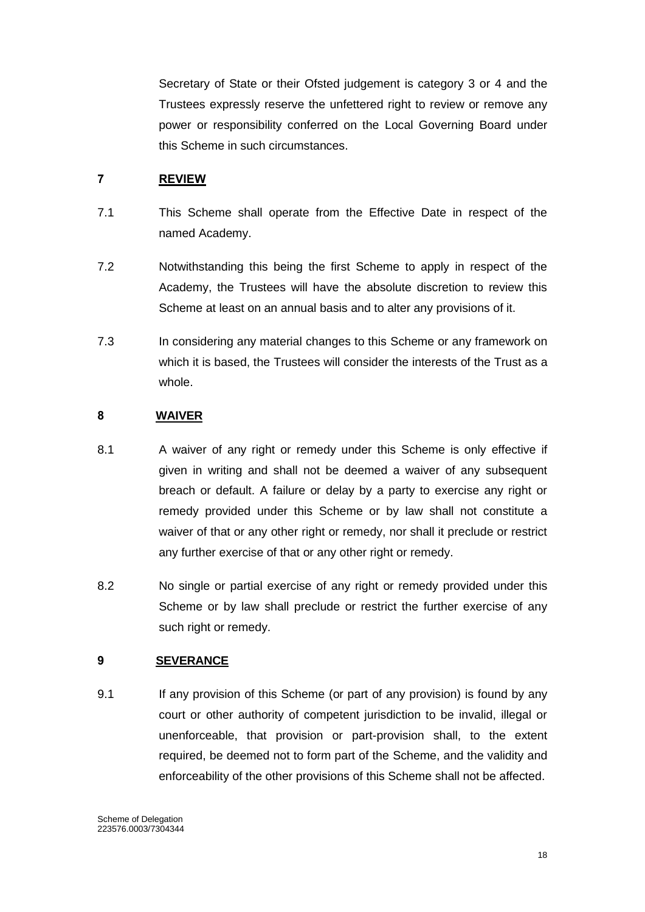Secretary of State or their Ofsted judgement is category 3 or 4 and the Trustees expressly reserve the unfettered right to review or remove any power or responsibility conferred on the Local Governing Board under this Scheme in such circumstances.

## 7 REVIEW

7.1 This Scheme shall operate from the Effective Date in respect of the named Academy.

7.2 Notwithstanding this being the first Scheme to apply in respect of the Academy, the Trustees will have the absolute discretion to review this Scheme at least on an annual basis and to alter any provisions of it.

7.3 In considering any material changes to this Scheme or any framework on which it is based, the Trustees will consider the interests of the Trust as a whole.

## 8 WAIVER

8.1 A waiver of any right or remedy under this Scheme is only effective if given in writing and shall not be deemed a waiver of any subsequent breach or default. A failure or delay by a party to exercise any right or remedy provided under this Scheme or by law shall not constitute a waiver of that or any other right or remedy, nor shall it preclude or restrict any further exercise of that or any other right or remedy.

8.2 No single or partial exercise of any right or remedy provided under this Scheme or by law shall preclude or restrict the further exercise of any such right or remedy.

## 9 SEVERANCE

9.1 If any provision of this Scheme (or part of any provision) is found by any court or other authority of competent jurisdiction to be invalid, illegal or unenforceable, that provision or part-provision shall, to the extent required, be deemed not to form part of the Scheme, and the validity and enforceability of the other provisions of this Scheme shall not be affected.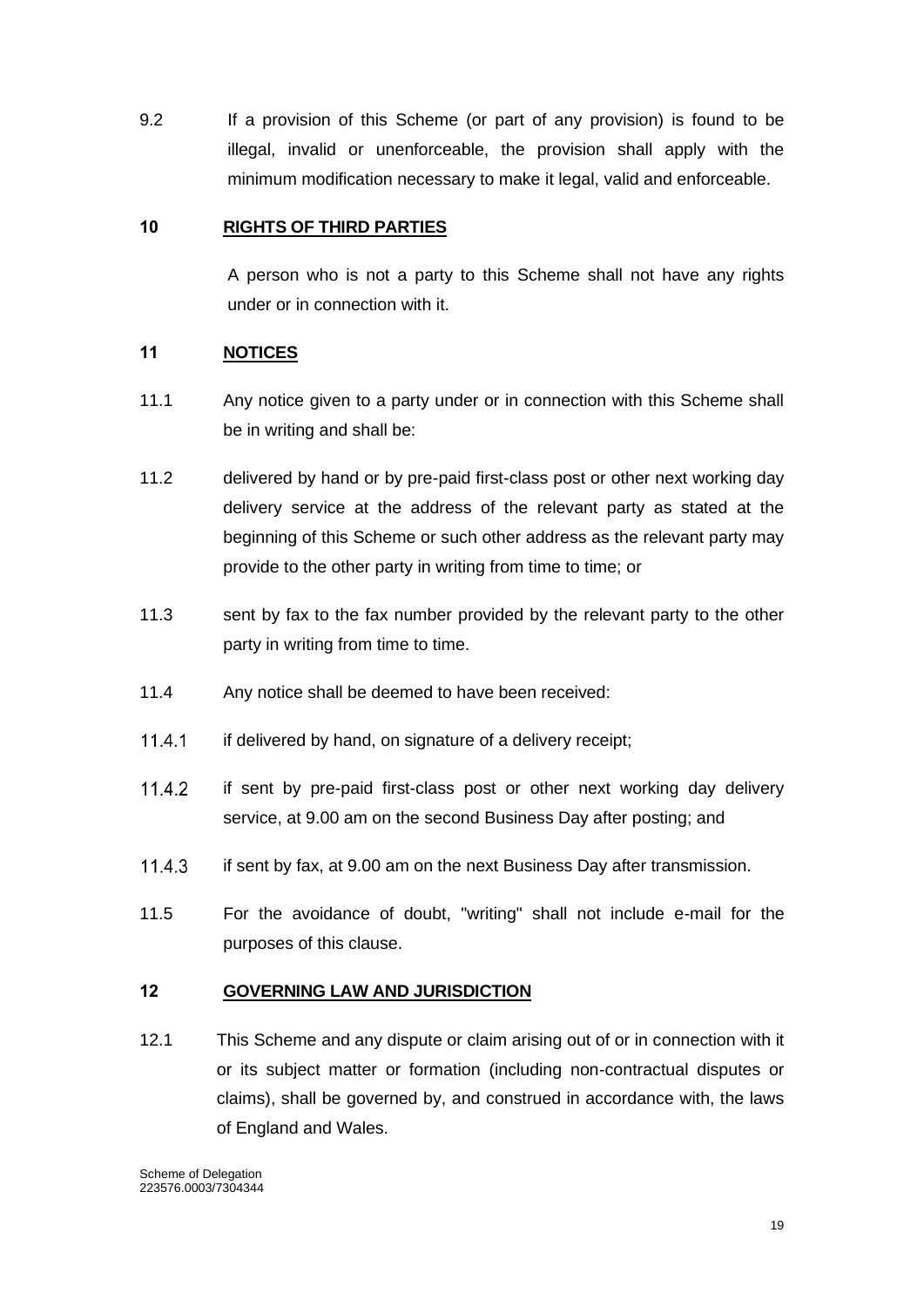9.2 If a provision of this Scheme (or part of any provision) is found to be illegal, invalid or unenforceable, the provision shall apply with the minimum modification necessary to make it legal, valid and enforceable.

## 10 RIGHTS OF THIRD PARTIES

A person who is not a party to this Scheme shall not have any rights under or in connection with it.

## 11 NOTICES

11.1 Any notice given to a party under or in connection with this Scheme shall be in writing and shall be:

11.2 delivered by hand or by pre-paid first-class post or other next working day delivery service at the address of the relevant party as stated at the beginning of this Scheme or such other address as the relevant party may provide to the other party in writing from time to time; or

11.3 sent by fax to the fax number provided by the relevant party to the other party in writing from time to time.

11.4 Any notice shall be deemed to have been received:

11.4.1 if delivered by hand, on signature of a delivery receipt;

11.4.2 if sent by pre-paid first-class post or other next working day delivery service, at 9.00 am on the second Business Day after posting; and

11.4.3 if sent by fax, at 9.00 am on the next Business Day after transmission.

11.5 For the avoidance of doubt, "writing" shall not include e-mail for the purposes of this clause.

## 12 GOVERNING LAW AND JURISDICTION

12.1 This Scheme and any dispute or claim arising out of or in connection with it or its subject matter or formation (including non-contractual disputes or claims), shall be governed by, and construed in accordance with, the laws of England and Wales.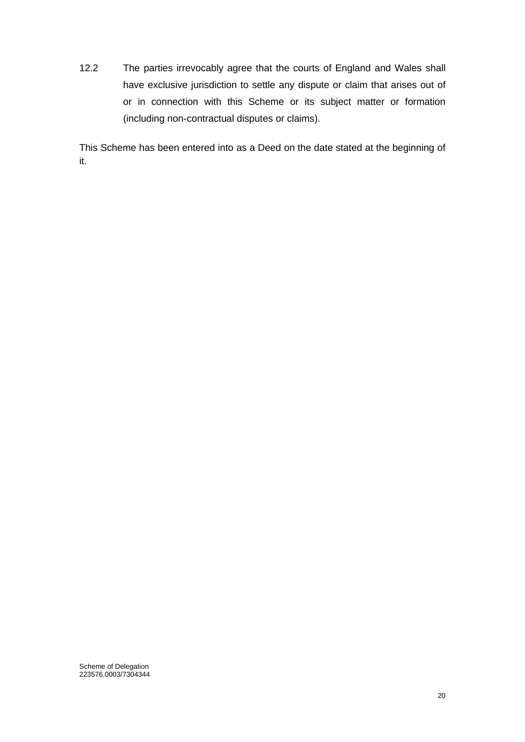12.2 The parties irrevocably agree that the courts of England and Wales shall have exclusive jurisdiction to settle any dispute or claim that arises out of or in connection with this Scheme or its subject matter or formation (including non-contractual disputes or claims).

This Scheme has been entered into as a Deed on the date stated at the beginning of it.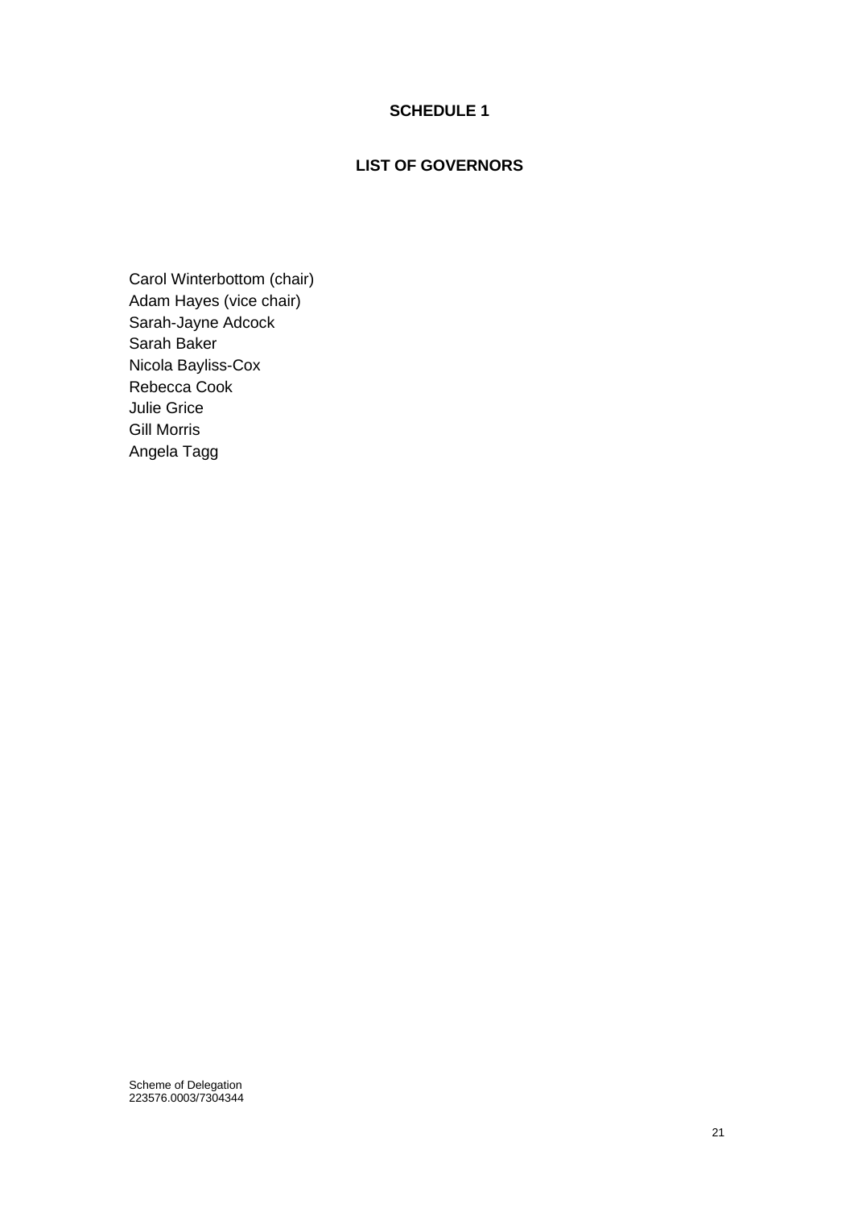# SCHEDULE 1

## LIST OF GOVERNORS

Carol Winterbottom (chair)
Adam Hayes (vice chair)
Sarah-Jayne Adcock
Sarah Baker
Nicola Bayliss-Cox
Rebecca Cook
Julie Grice
Gill Morris
Angela Tagg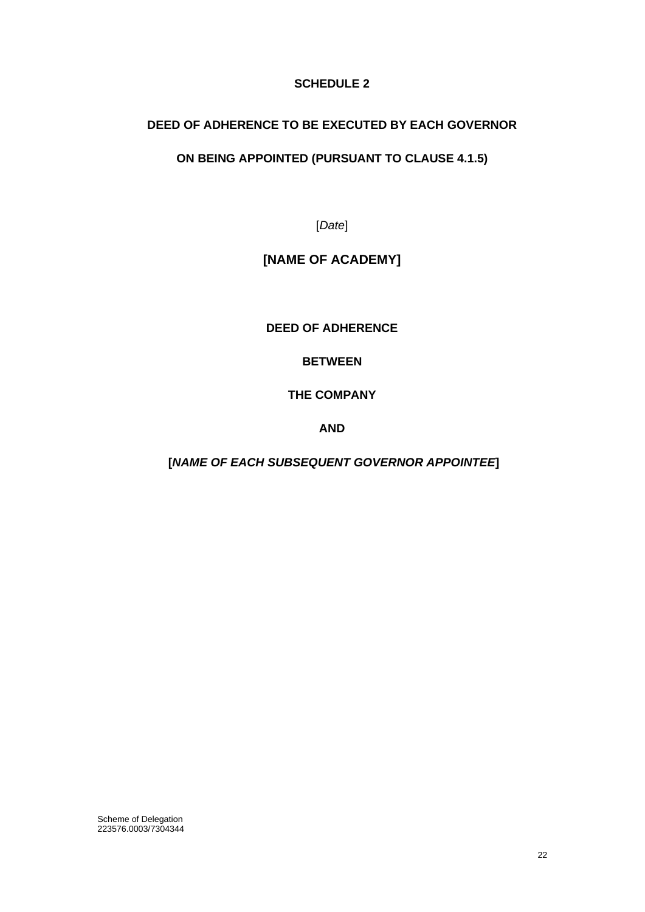**SCHEDULE 2**

**DEED OF ADHERENCE TO BE EXECUTED BY EACH GOVERNOR**

**ON BEING APPOINTED (PURSUANT TO CLAUSE 4.1.5)**

[*Date*]

**[NAME OF ACADEMY]**

**DEED OF ADHERENCE**

**BETWEEN**

**THE COMPANY**

**AND**

**[*NAME OF EACH SUBSEQUENT GOVERNOR APPOINTEE*]**

Scheme of Delegation
223576.0003/7304344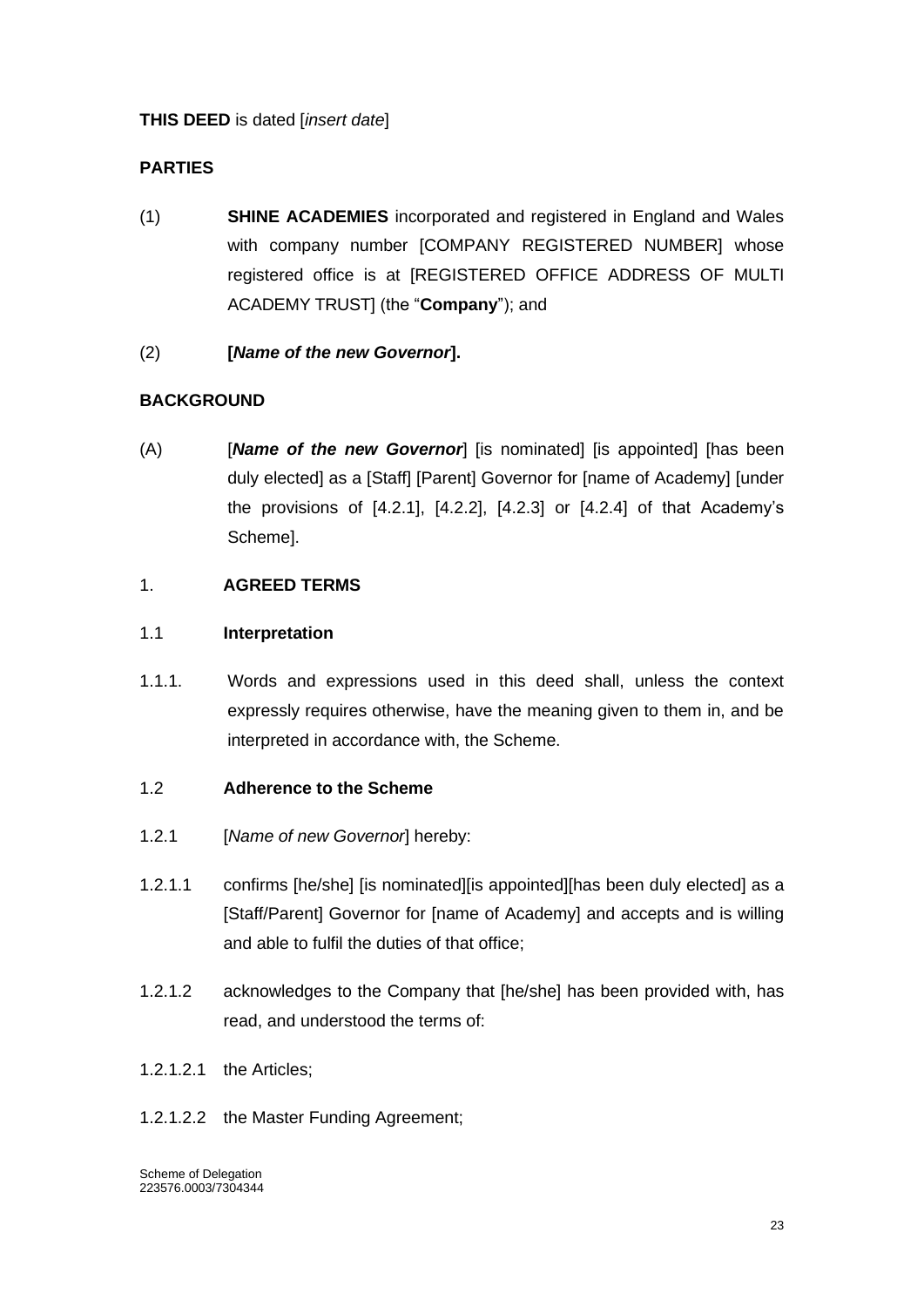**THIS DEED** is dated [*insert date*]

**PARTIES**

(1) **SHINE ACADEMIES** incorporated and registered in England and Wales with company number [COMPANY REGISTERED NUMBER] whose registered office is at [REGISTERED OFFICE ADDRESS OF MULTI ACADEMY TRUST] (the "**Company**"); and

(2) **[*Name of the new Governor*].**

**BACKGROUND**

(A) [***Name of the new Governor***] [is nominated] [is appointed] [has been duly elected] as a [Staff] [Parent] Governor for [name of Academy] [under the provisions of [4.2.1], [4.2.2], [4.2.3] or [4.2.4] of that Academy's Scheme].

1. **AGREED TERMS**

1.1 **Interpretation**

1.1.1. Words and expressions used in this deed shall, unless the context expressly requires otherwise, have the meaning given to them in, and be interpreted in accordance with, the Scheme.

1.2 **Adherence to the Scheme**

1.2.1 [*Name of new Governor*] hereby:

1.2.1.1 confirms [he/she] [is nominated][is appointed][has been duly elected] as a [Staff/Parent] Governor for [name of Academy] and accepts and is willing and able to fulfil the duties of that office;

1.2.1.2 acknowledges to the Company that [he/she] has been provided with, has read, and understood the terms of:

1.2.1.2.1 the Articles;

1.2.1.2.2 the Master Funding Agreement;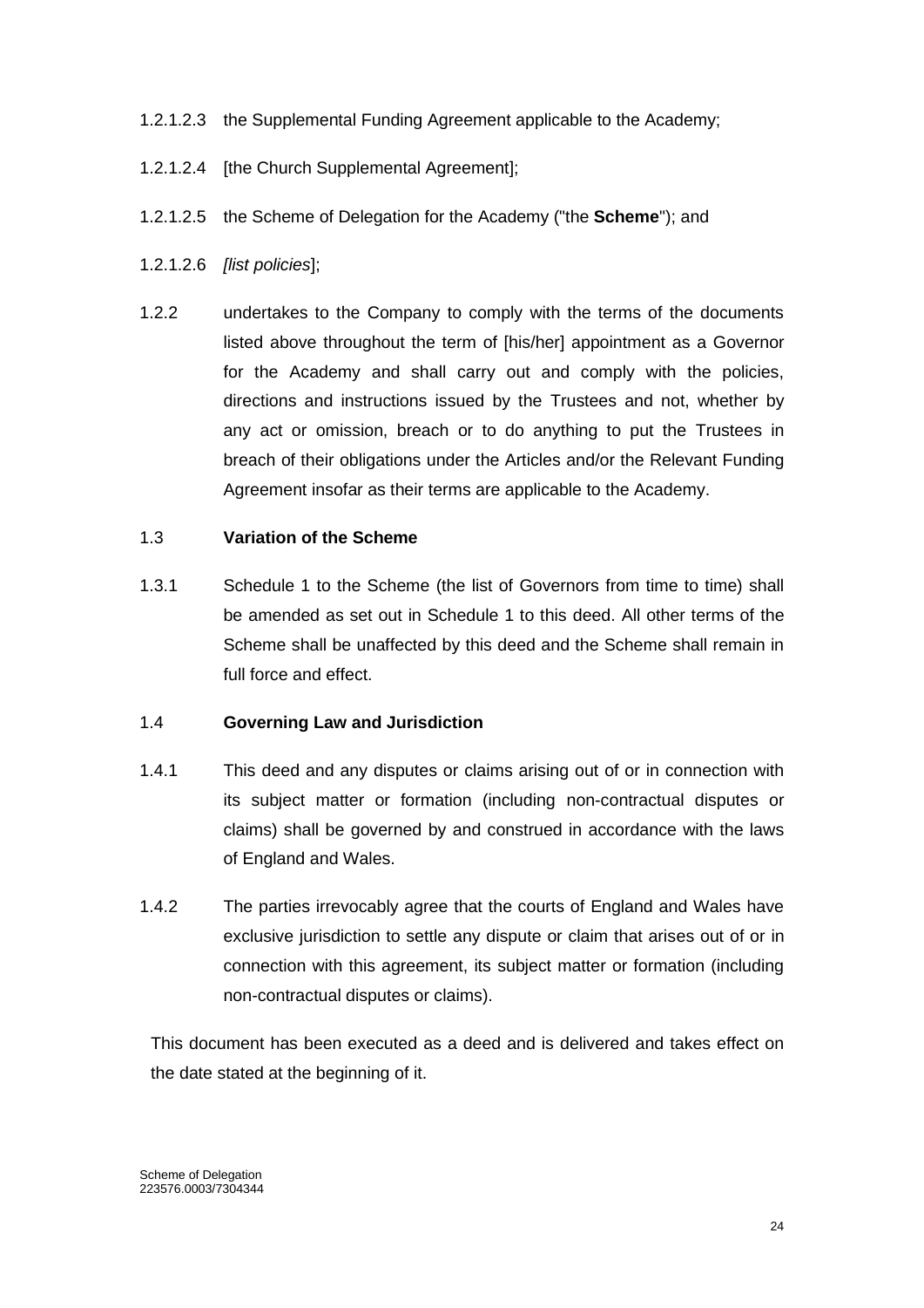1.2.1.2.3 the Supplemental Funding Agreement applicable to the Academy;

1.2.1.2.4 [the Church Supplemental Agreement];

1.2.1.2.5 the Scheme of Delegation for the Academy ("the **Scheme**"); and

1.2.1.2.6 *[list policies*];

1.2.2 undertakes to the Company to comply with the terms of the documents listed above throughout the term of [his/her] appointment as a Governor for the Academy and shall carry out and comply with the policies, directions and instructions issued by the Trustees and not, whether by any act or omission, breach or to do anything to put the Trustees in breach of their obligations under the Articles and/or the Relevant Funding Agreement insofar as their terms are applicable to the Academy.

1.3 **Variation of the Scheme**

1.3.1 Schedule 1 to the Scheme (the list of Governors from time to time) shall be amended as set out in Schedule 1 to this deed. All other terms of the Scheme shall be unaffected by this deed and the Scheme shall remain in full force and effect.

1.4 **Governing Law and Jurisdiction**

1.4.1 This deed and any disputes or claims arising out of or in connection with its subject matter or formation (including non-contractual disputes or claims) shall be governed by and construed in accordance with the laws of England and Wales.

1.4.2 The parties irrevocably agree that the courts of England and Wales have exclusive jurisdiction to settle any dispute or claim that arises out of or in connection with this agreement, its subject matter or formation (including non-contractual disputes or claims).

This document has been executed as a deed and is delivered and takes effect on the date stated at the beginning of it.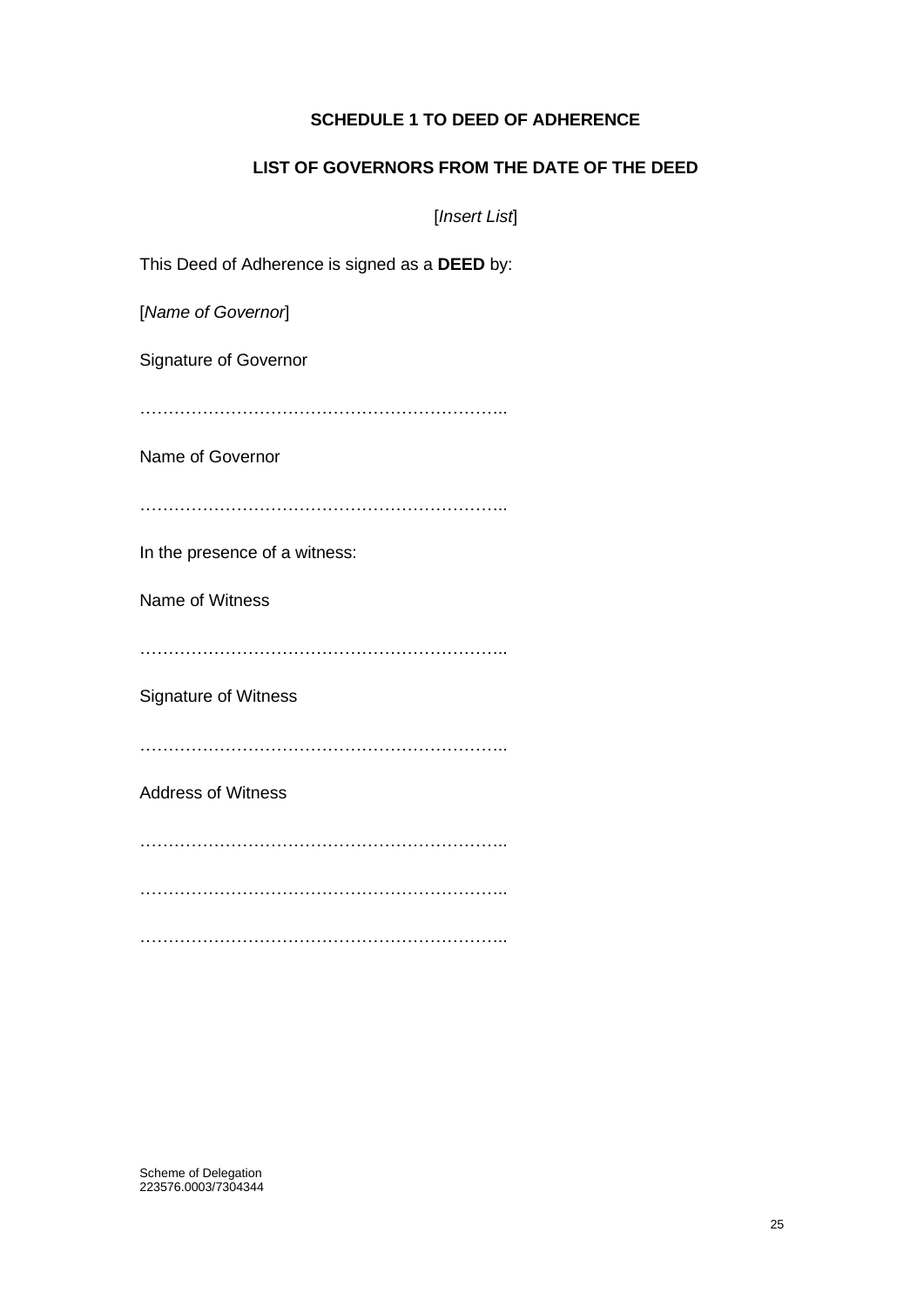**SCHEDULE 1 TO DEED OF ADHERENCE**

**LIST OF GOVERNORS FROM THE DATE OF THE DEED**

[*Insert List*]

This Deed of Adherence is signed as a **DEED** by:

[*Name of Governor*]

Signature of Governor

………………………………………………………..

Name of Governor

………………………………………………………..

In the presence of a witness:

Name of Witness

………………………………………………………..

Signature of Witness

………………………………………………………..

Address of Witness

………………………………………………………..

………………………………………………………..

………………………………………………………..

Scheme of Delegation
223576.0003/7304344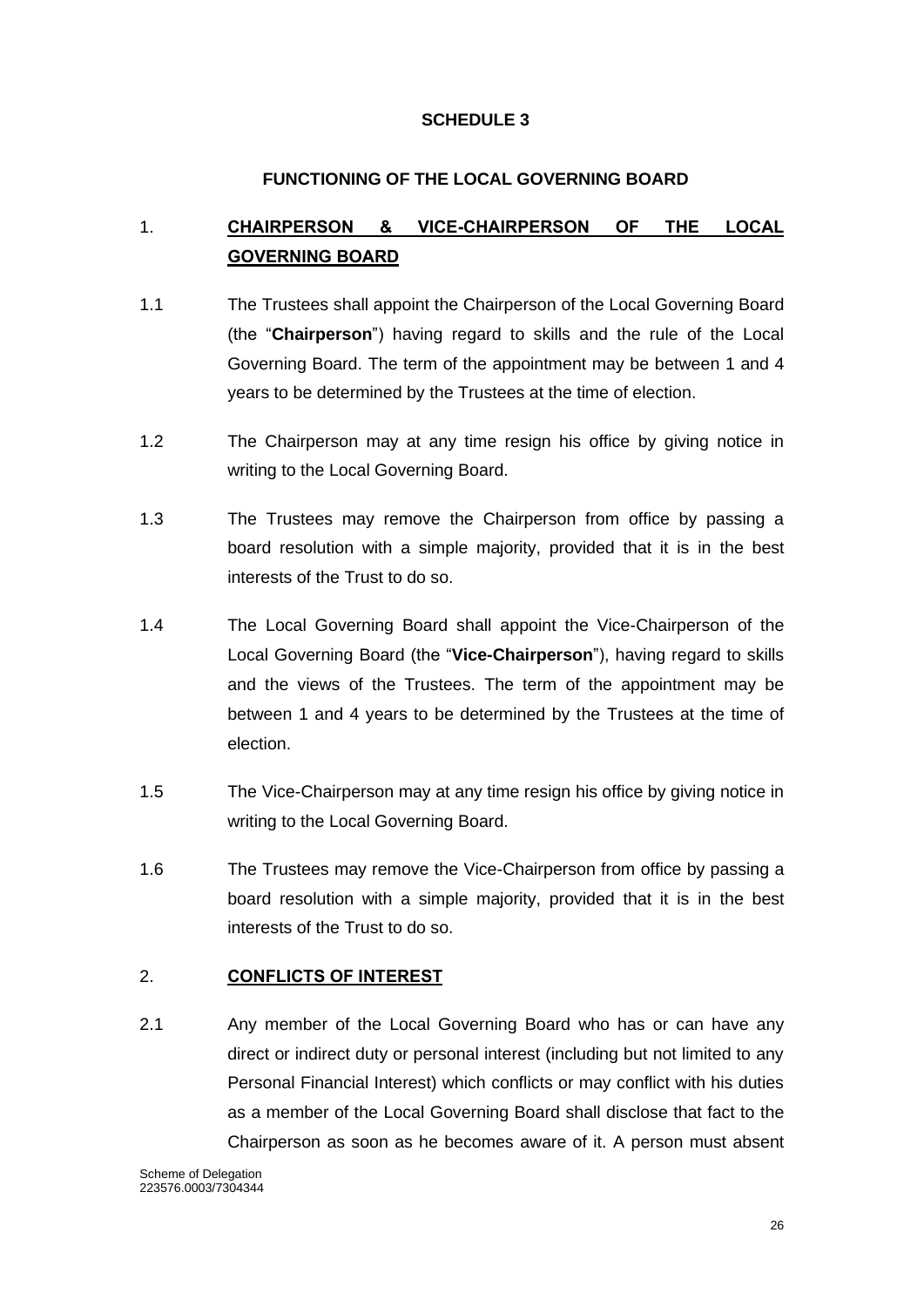**SCHEDULE 3**

**FUNCTIONING OF THE LOCAL GOVERNING BOARD**

1. **CHAIRPERSON & VICE-CHAIRPERSON OF THE LOCAL GOVERNING BOARD**

1.1 The Trustees shall appoint the Chairperson of the Local Governing Board (the "**Chairperson**") having regard to skills and the rule of the Local Governing Board. The term of the appointment may be between 1 and 4 years to be determined by the Trustees at the time of election.

1.2 The Chairperson may at any time resign his office by giving notice in writing to the Local Governing Board.

1.3 The Trustees may remove the Chairperson from office by passing a board resolution with a simple majority, provided that it is in the best interests of the Trust to do so.

1.4 The Local Governing Board shall appoint the Vice-Chairperson of the Local Governing Board (the "**Vice-Chairperson**"), having regard to skills and the views of the Trustees. The term of the appointment may be between 1 and 4 years to be determined by the Trustees at the time of election.

1.5 The Vice-Chairperson may at any time resign his office by giving notice in writing to the Local Governing Board.

1.6 The Trustees may remove the Vice-Chairperson from office by passing a board resolution with a simple majority, provided that it is in the best interests of the Trust to do so.

2. **CONFLICTS OF INTEREST**

2.1 Any member of the Local Governing Board who has or can have any direct or indirect duty or personal interest (including but not limited to any Personal Financial Interest) which conflicts or may conflict with his duties as a member of the Local Governing Board shall disclose that fact to the Chairperson as soon as he becomes aware of it. A person must absent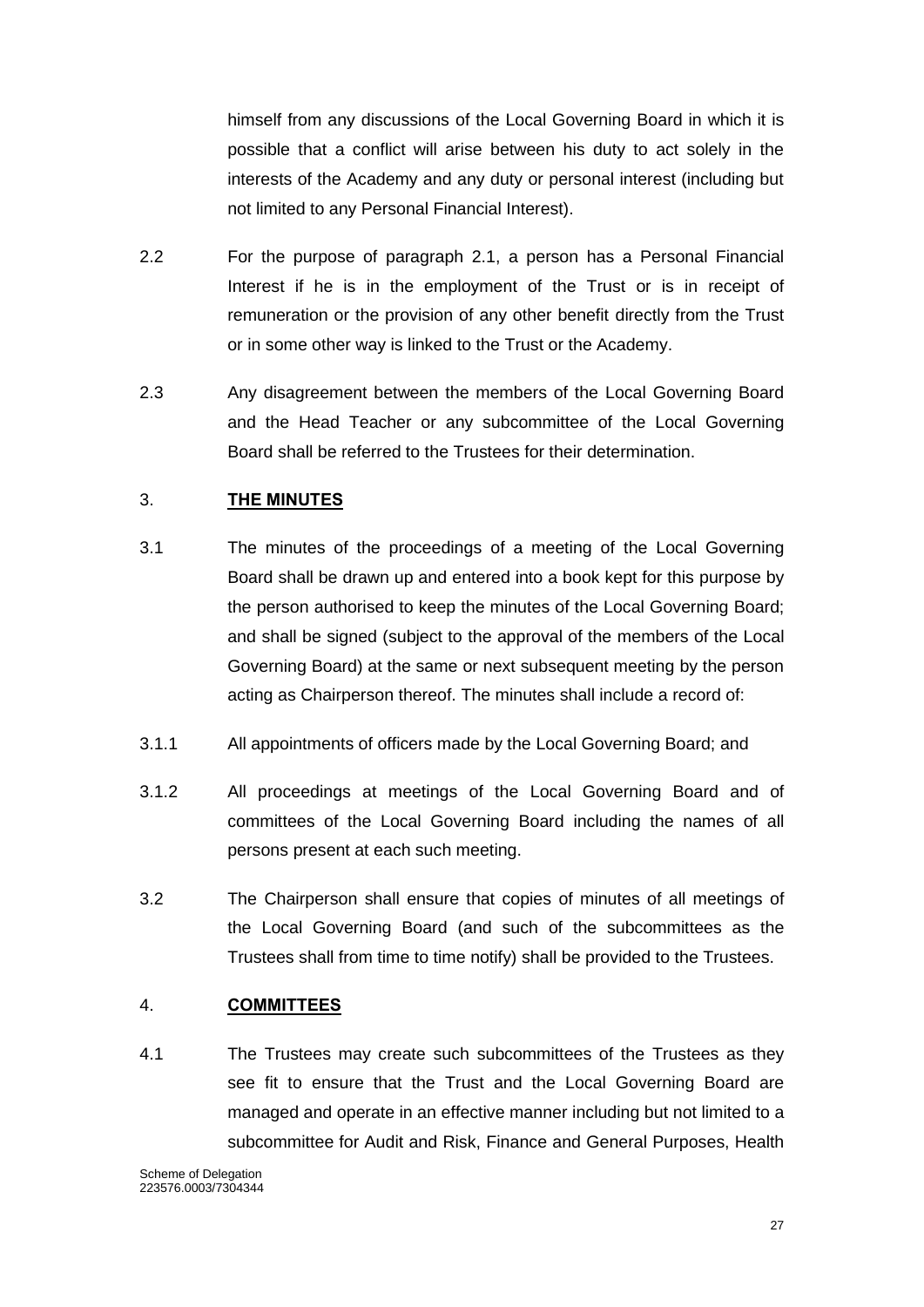himself from any discussions of the Local Governing Board in which it is possible that a conflict will arise between his duty to act solely in the interests of the Academy and any duty or personal interest (including but not limited to any Personal Financial Interest).

2.2 For the purpose of paragraph 2.1, a person has a Personal Financial Interest if he is in the employment of the Trust or is in receipt of remuneration or the provision of any other benefit directly from the Trust or in some other way is linked to the Trust or the Academy.

2.3 Any disagreement between the members of the Local Governing Board and the Head Teacher or any subcommittee of the Local Governing Board shall be referred to the Trustees for their determination.

## 3. **THE MINUTES**

3.1 The minutes of the proceedings of a meeting of the Local Governing Board shall be drawn up and entered into a book kept for this purpose by the person authorised to keep the minutes of the Local Governing Board; and shall be signed (subject to the approval of the members of the Local Governing Board) at the same or next subsequent meeting by the person acting as Chairperson thereof. The minutes shall include a record of:

3.1.1 All appointments of officers made by the Local Governing Board; and

3.1.2 All proceedings at meetings of the Local Governing Board and of committees of the Local Governing Board including the names of all persons present at each such meeting.

3.2 The Chairperson shall ensure that copies of minutes of all meetings of the Local Governing Board (and such of the subcommittees as the Trustees shall from time to time notify) shall be provided to the Trustees.

## 4. **COMMITTEES**

4.1 The Trustees may create such subcommittees of the Trustees as they see fit to ensure that the Trust and the Local Governing Board are managed and operate in an effective manner including but not limited to a subcommittee for Audit and Risk, Finance and General Purposes, Health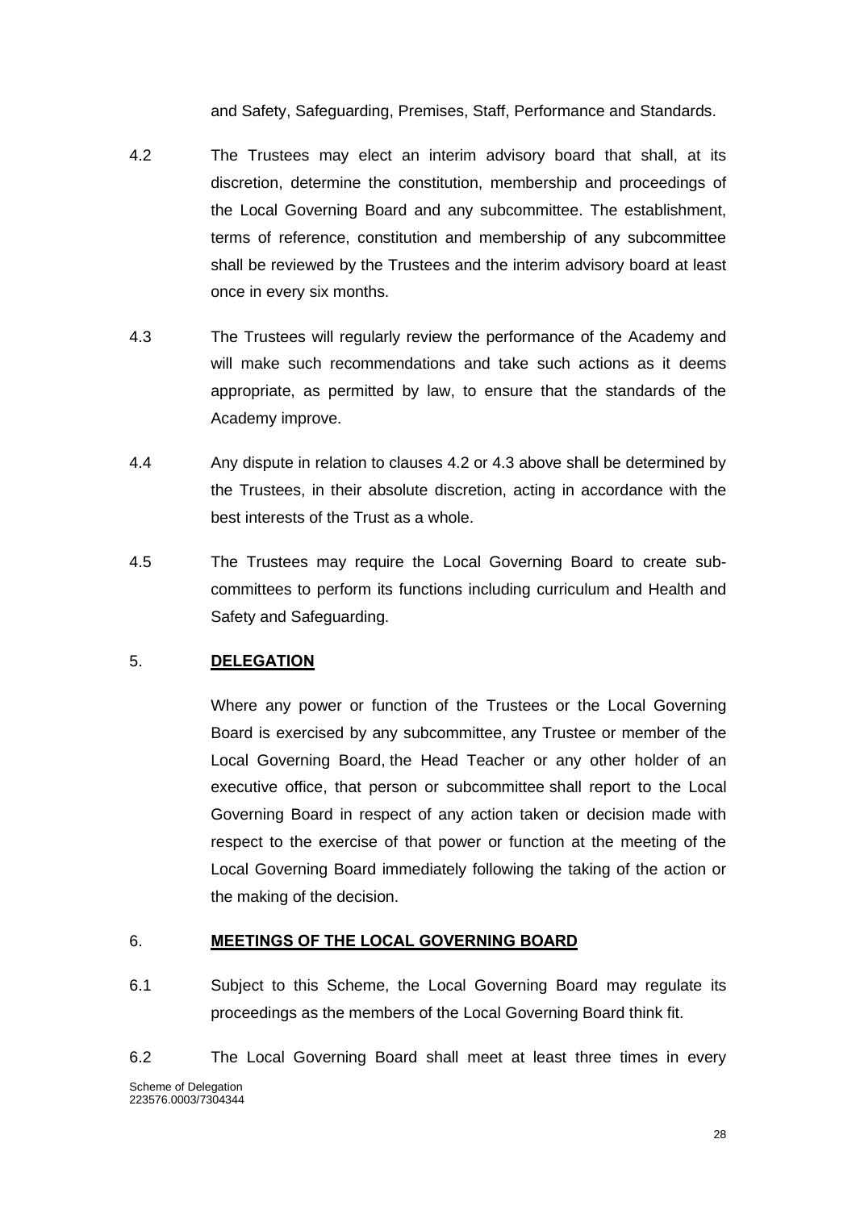and Safety, Safeguarding, Premises, Staff, Performance and Standards.

4.2 The Trustees may elect an interim advisory board that shall, at its discretion, determine the constitution, membership and proceedings of the Local Governing Board and any subcommittee. The establishment, terms of reference, constitution and membership of any subcommittee shall be reviewed by the Trustees and the interim advisory board at least once in every six months.

4.3 The Trustees will regularly review the performance of the Academy and will make such recommendations and take such actions as it deems appropriate, as permitted by law, to ensure that the standards of the Academy improve.

4.4 Any dispute in relation to clauses 4.2 or 4.3 above shall be determined by the Trustees, in their absolute discretion, acting in accordance with the best interests of the Trust as a whole.

4.5 The Trustees may require the Local Governing Board to create sub-committees to perform its functions including curriculum and Health and Safety and Safeguarding.

## 5. **DELEGATION**

Where any power or function of the Trustees or the Local Governing Board is exercised by any subcommittee, any Trustee or member of the Local Governing Board, the Head Teacher or any other holder of an executive office, that person or subcommittee shall report to the Local Governing Board in respect of any action taken or decision made with respect to the exercise of that power or function at the meeting of the Local Governing Board immediately following the taking of the action or the making of the decision.

## 6. **MEETINGS OF THE LOCAL GOVERNING BOARD**

6.1 Subject to this Scheme, the Local Governing Board may regulate its proceedings as the members of the Local Governing Board think fit.

6.2 The Local Governing Board shall meet at least three times in every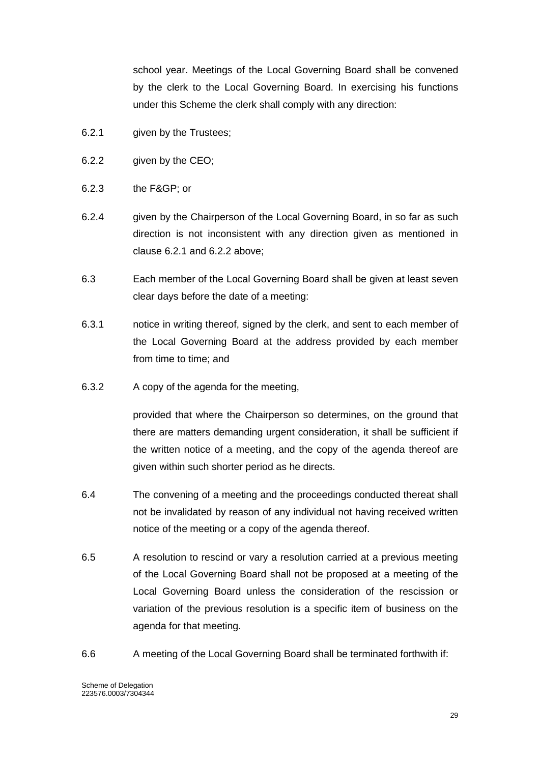school year. Meetings of the Local Governing Board shall be convened by the clerk to the Local Governing Board. In exercising his functions under this Scheme the clerk shall comply with any direction:

6.2.1 given by the Trustees;

6.2.2 given by the CEO;

6.2.3 the F&GP; or

6.2.4 given by the Chairperson of the Local Governing Board, in so far as such direction is not inconsistent with any direction given as mentioned in clause 6.2.1 and 6.2.2 above;

6.3 Each member of the Local Governing Board shall be given at least seven clear days before the date of a meeting:

6.3.1 notice in writing thereof, signed by the clerk, and sent to each member of the Local Governing Board at the address provided by each member from time to time; and

6.3.2 A copy of the agenda for the meeting,

provided that where the Chairperson so determines, on the ground that there are matters demanding urgent consideration, it shall be sufficient if the written notice of a meeting, and the copy of the agenda thereof are given within such shorter period as he directs.

6.4 The convening of a meeting and the proceedings conducted thereat shall not be invalidated by reason of any individual not having received written notice of the meeting or a copy of the agenda thereof.

6.5 A resolution to rescind or vary a resolution carried at a previous meeting of the Local Governing Board shall not be proposed at a meeting of the Local Governing Board unless the consideration of the rescission or variation of the previous resolution is a specific item of business on the agenda for that meeting.

6.6 A meeting of the Local Governing Board shall be terminated forthwith if:

Scheme of Delegation
223576.0003/7304344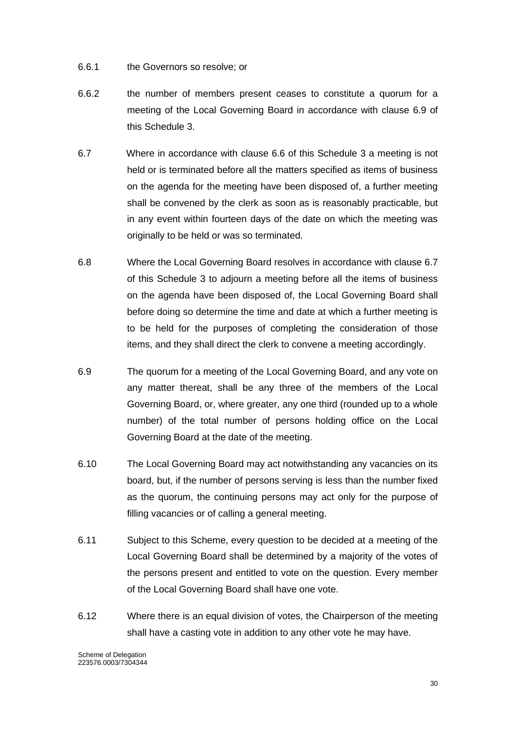6.6.1 the Governors so resolve; or

6.6.2 the number of members present ceases to constitute a quorum for a meeting of the Local Governing Board in accordance with clause 6.9 of this Schedule 3.

6.7 Where in accordance with clause 6.6 of this Schedule 3 a meeting is not held or is terminated before all the matters specified as items of business on the agenda for the meeting have been disposed of, a further meeting shall be convened by the clerk as soon as is reasonably practicable, but in any event within fourteen days of the date on which the meeting was originally to be held or was so terminated.

6.8 Where the Local Governing Board resolves in accordance with clause 6.7 of this Schedule 3 to adjourn a meeting before all the items of business on the agenda have been disposed of, the Local Governing Board shall before doing so determine the time and date at which a further meeting is to be held for the purposes of completing the consideration of those items, and they shall direct the clerk to convene a meeting accordingly.

6.9 The quorum for a meeting of the Local Governing Board, and any vote on any matter thereat, shall be any three of the members of the Local Governing Board, or, where greater, any one third (rounded up to a whole number) of the total number of persons holding office on the Local Governing Board at the date of the meeting.

6.10 The Local Governing Board may act notwithstanding any vacancies on its board, but, if the number of persons serving is less than the number fixed as the quorum, the continuing persons may act only for the purpose of filling vacancies or of calling a general meeting.

6.11 Subject to this Scheme, every question to be decided at a meeting of the Local Governing Board shall be determined by a majority of the votes of the persons present and entitled to vote on the question. Every member of the Local Governing Board shall have one vote.

6.12 Where there is an equal division of votes, the Chairperson of the meeting shall have a casting vote in addition to any other vote he may have.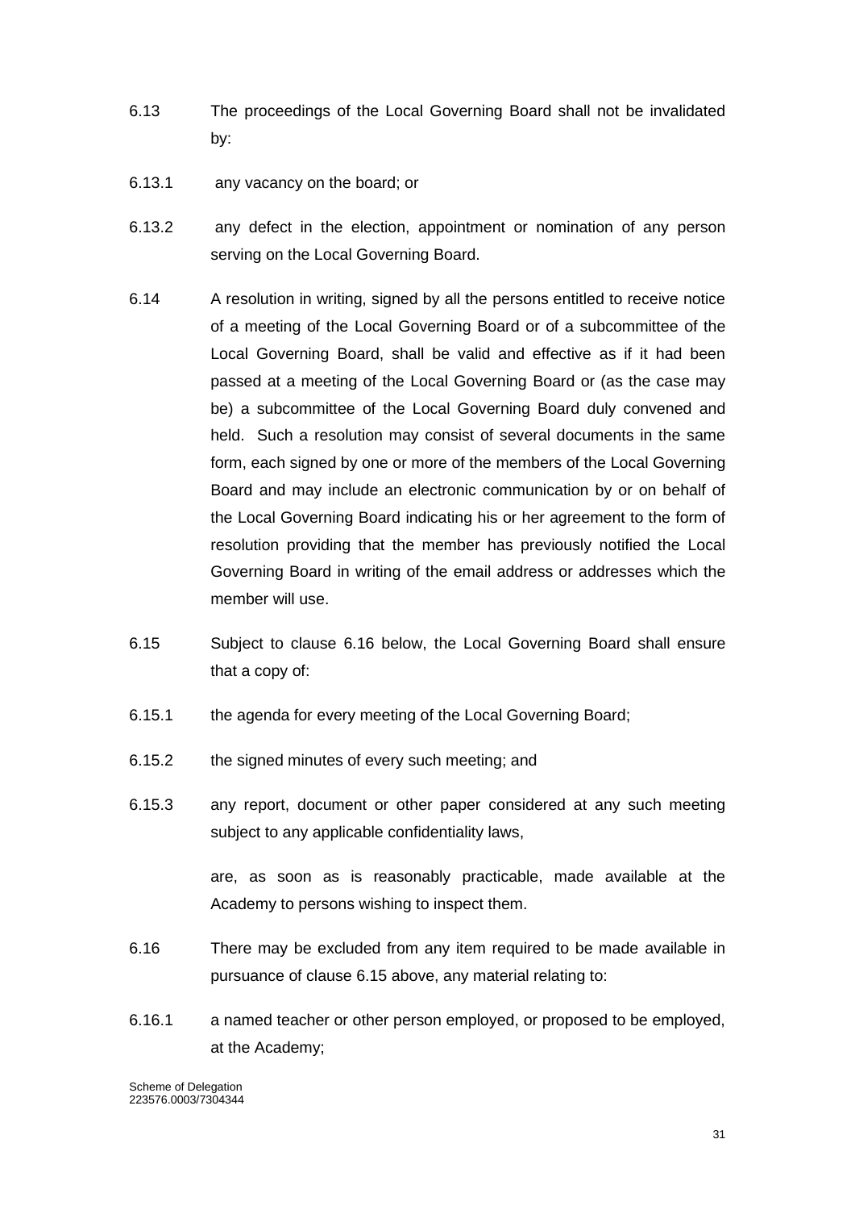6.13 The proceedings of the Local Governing Board shall not be invalidated by:

6.13.1 any vacancy on the board; or

6.13.2 any defect in the election, appointment or nomination of any person serving on the Local Governing Board.

6.14 A resolution in writing, signed by all the persons entitled to receive notice of a meeting of the Local Governing Board or of a subcommittee of the Local Governing Board, shall be valid and effective as if it had been passed at a meeting of the Local Governing Board or (as the case may be) a subcommittee of the Local Governing Board duly convened and held. Such a resolution may consist of several documents in the same form, each signed by one or more of the members of the Local Governing Board and may include an electronic communication by or on behalf of the Local Governing Board indicating his or her agreement to the form of resolution providing that the member has previously notified the Local Governing Board in writing of the email address or addresses which the member will use.

6.15 Subject to clause 6.16 below, the Local Governing Board shall ensure that a copy of:

6.15.1 the agenda for every meeting of the Local Governing Board;

6.15.2 the signed minutes of every such meeting; and

6.15.3 any report, document or other paper considered at any such meeting subject to any applicable confidentiality laws,

are, as soon as is reasonably practicable, made available at the Academy to persons wishing to inspect them.

6.16 There may be excluded from any item required to be made available in pursuance of clause 6.15 above, any material relating to:

6.16.1 a named teacher or other person employed, or proposed to be employed, at the Academy;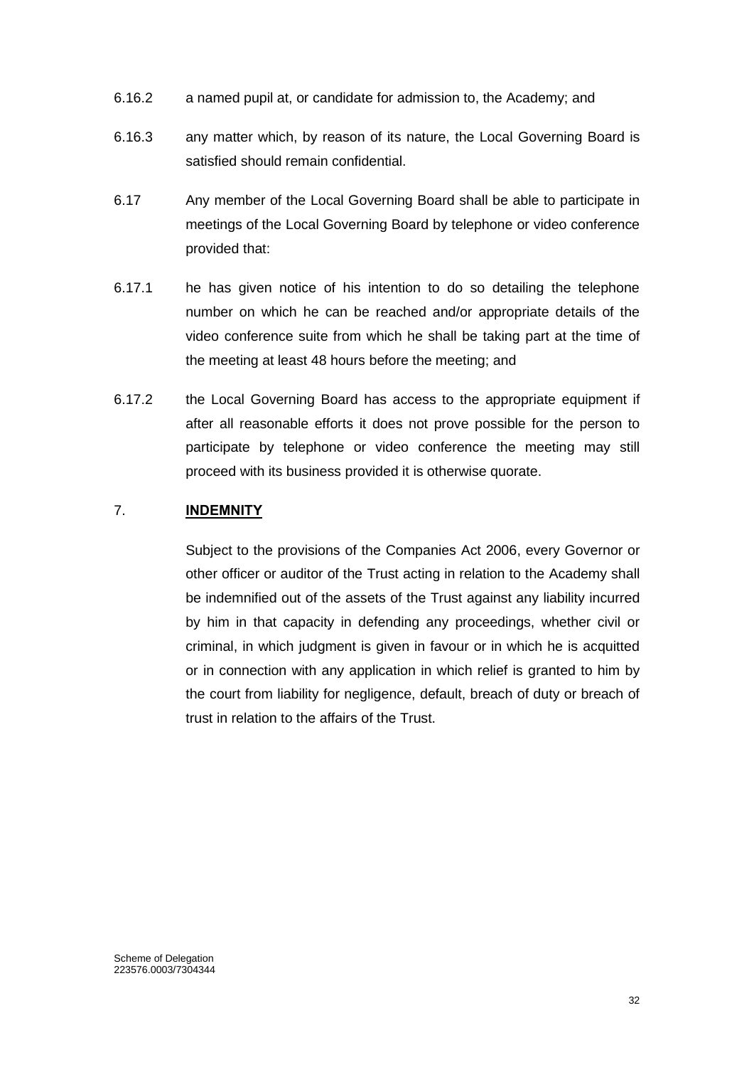6.16.2 a named pupil at, or candidate for admission to, the Academy; and

6.16.3 any matter which, by reason of its nature, the Local Governing Board is satisfied should remain confidential.

6.17 Any member of the Local Governing Board shall be able to participate in meetings of the Local Governing Board by telephone or video conference provided that:

6.17.1 he has given notice of his intention to do so detailing the telephone number on which he can be reached and/or appropriate details of the video conference suite from which he shall be taking part at the time of the meeting at least 48 hours before the meeting; and

6.17.2 the Local Governing Board has access to the appropriate equipment if after all reasonable efforts it does not prove possible for the person to participate by telephone or video conference the meeting may still proceed with its business provided it is otherwise quorate.

## 7. **INDEMNITY**

Subject to the provisions of the Companies Act 2006, every Governor or other officer or auditor of the Trust acting in relation to the Academy shall be indemnified out of the assets of the Trust against any liability incurred by him in that capacity in defending any proceedings, whether civil or criminal, in which judgment is given in favour or in which he is acquitted or in connection with any application in which relief is granted to him by the court from liability for negligence, default, breach of duty or breach of trust in relation to the affairs of the Trust.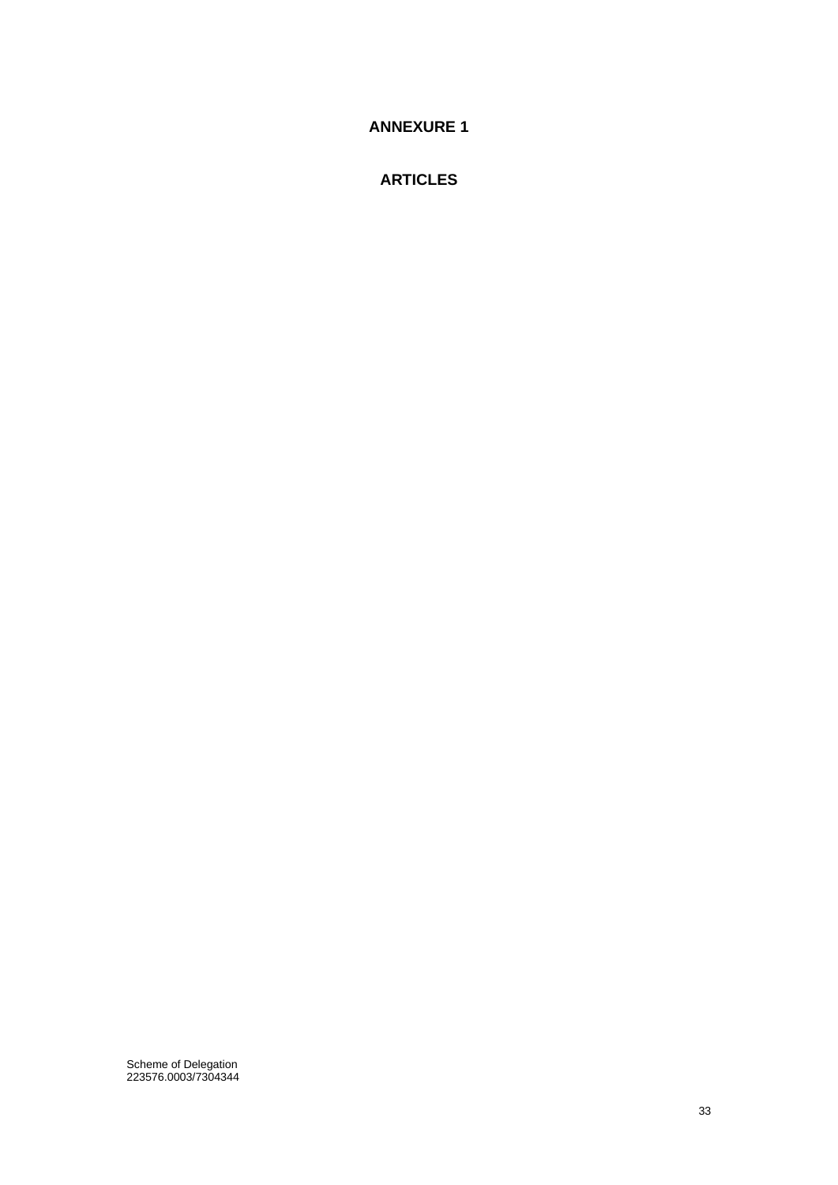# ANNEXURE 1

# ARTICLES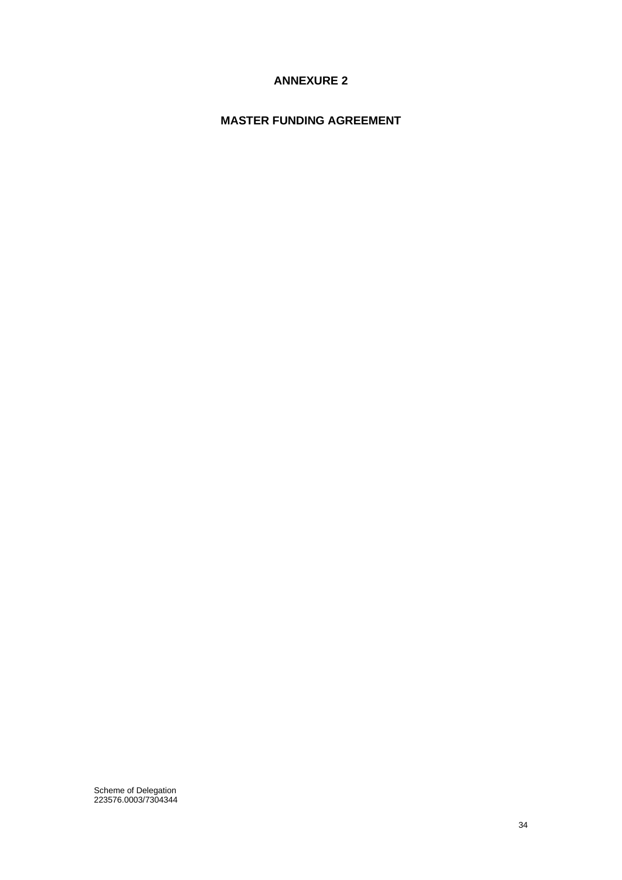# ANNEXURE 2

## MASTER FUNDING AGREEMENT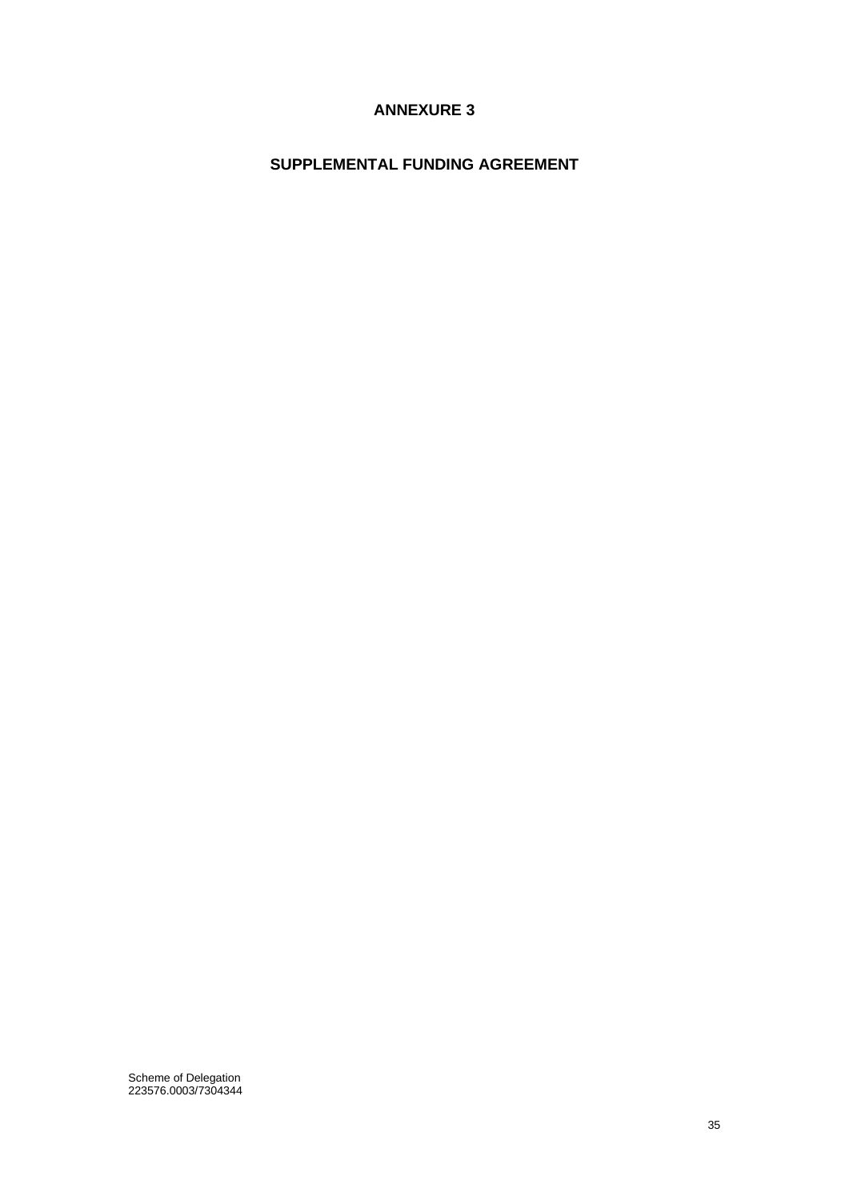# ANNEXURE 3

## SUPPLEMENTAL FUNDING AGREEMENT